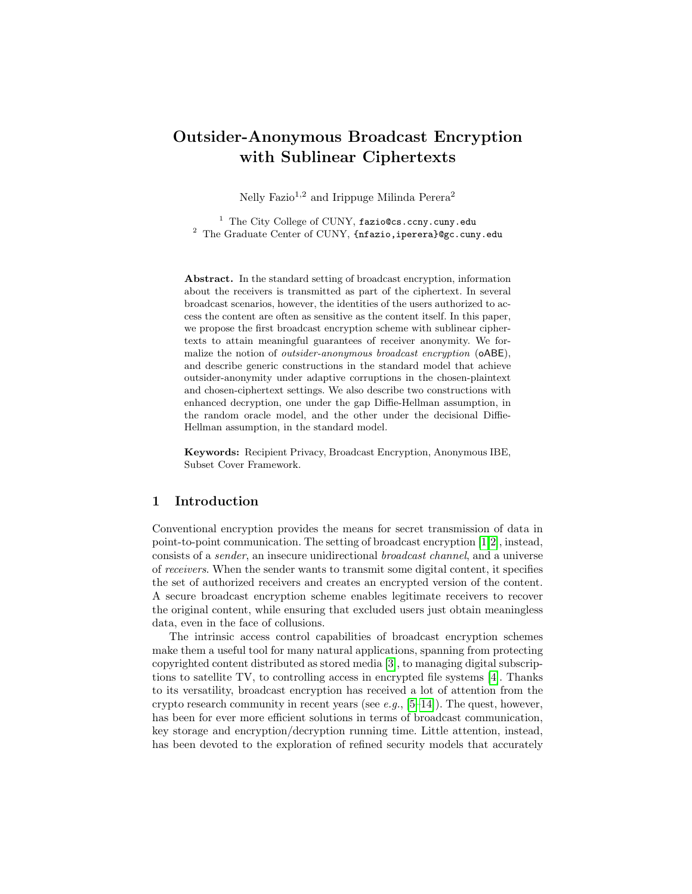# Outsider-Anonymous Broadcast Encryption with Sublinear Ciphertexts

Nelly Fazio[1,2] and Irippuge Milinda Perera[2]

[1] The City College of CUNY, fazio@cs.ccny.cuny.edu
[2] The Graduate Center of CUNY, {nfazio,iperera}@gc.cuny.edu

**Abstract.** In the standard setting of broadcast encryption, information about the receivers is transmitted as part of the ciphertext. In several broadcast scenarios, however, the identities of the users authorized to access the content are often as sensitive as the content itself. In this paper, we propose the first broadcast encryption scheme with sublinear ciphertexts to attain meaningful guarantees of receiver anonymity. We formalize the notion of *outsider-anonymous broadcast encryption* (oABE), and describe generic constructions in the standard model that achieve outsider-anonymity under adaptive corruptions in the chosen-plaintext and chosen-ciphertext settings. We also describe two constructions with enhanced decryption, one under the gap Diffie-Hellman assumption, in the random oracle model, and the other under the decisional Diffie-Hellman assumption, in the standard model.

**Keywords:** Recipient Privacy, Broadcast Encryption, Anonymous IBE, Subset Cover Framework.

## 1 Introduction

Conventional encryption provides the means for secret transmission of data in point-to-point communication. The setting of broadcast encryption [1,2], instead, consists of a *sender*, an insecure unidirectional *broadcast channel*, and a universe of *receivers*. When the sender wants to transmit some digital content, it specifies the set of authorized receivers and creates an encrypted version of the content. A secure broadcast encryption scheme enables legitimate receivers to recover the original content, while ensuring that excluded users just obtain meaningless data, even in the face of collusions.

The intrinsic access control capabilities of broadcast encryption schemes make them a useful tool for many natural applications, spanning from protecting copyrighted content distributed as stored media [3], to managing digital subscriptions to satellite TV, to controlling access in encrypted file systems [4]. Thanks to its versatility, broadcast encryption has received a lot of attention from the crypto research community in recent years (see *e.g.*, [5–14]). The quest, however, has been for ever more efficient solutions in terms of broadcast communication, key storage and encryption/decryption running time. Little attention, instead, has been devoted to the exploration of refined security models that accurately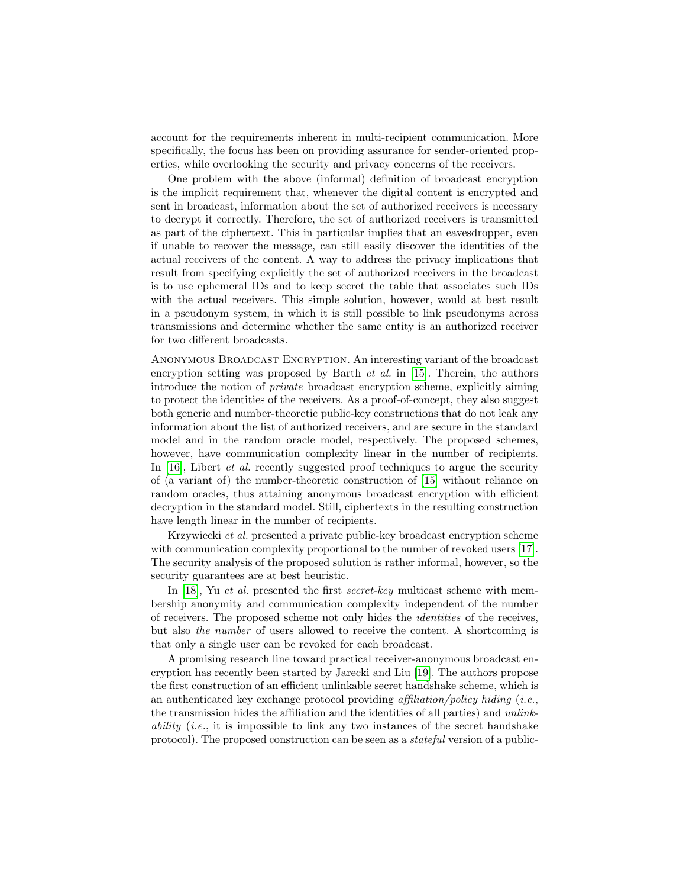account for the requirements inherent in multi-recipient communication. More specifically, the focus has been on providing assurance for sender-oriented properties, while overlooking the security and privacy concerns of the receivers.

One problem with the above (informal) definition of broadcast encryption is the implicit requirement that, whenever the digital content is encrypted and sent in broadcast, information about the set of authorized receivers is necessary to decrypt it correctly. Therefore, the set of authorized receivers is transmitted as part of the ciphertext. This in particular implies that an eavesdropper, even if unable to recover the message, can still easily discover the identities of the actual receivers of the content. A way to address the privacy implications that result from specifying explicitly the set of authorized receivers in the broadcast is to use ephemeral IDs and to keep secret the table that associates such IDs with the actual receivers. This simple solution, however, would at best result in a pseudonym system, in which it is still possible to link pseudonyms across transmissions and determine whether the same entity is an authorized receiver for two different broadcasts.

Anonymous Broadcast Encryption. An interesting variant of the broadcast encryption setting was proposed by Barth *et al.* in [15]. Therein, the authors introduce the notion of *private* broadcast encryption scheme, explicitly aiming to protect the identities of the receivers. As a proof-of-concept, they also suggest both generic and number-theoretic public-key constructions that do not leak any information about the list of authorized receivers, and are secure in the standard model and in the random oracle model, respectively. The proposed schemes, however, have communication complexity linear in the number of recipients. In [16], Libert *et al.* recently suggested proof techniques to argue the security of (a variant of) the number-theoretic construction of [15] without reliance on random oracles, thus attaining anonymous broadcast encryption with efficient decryption in the standard model. Still, ciphertexts in the resulting construction have length linear in the number of recipients.

Krzywiecki *et al.* presented a private public-key broadcast encryption scheme with communication complexity proportional to the number of revoked users [17]. The security analysis of the proposed solution is rather informal, however, so the security guarantees are at best heuristic.

In [18], Yu *et al.* presented the first *secret-key* multicast scheme with membership anonymity and communication complexity independent of the number of receivers. The proposed scheme not only hides the *identities* of the receives, but also *the number* of users allowed to receive the content. A shortcoming is that only a single user can be revoked for each broadcast.

A promising research line toward practical receiver-anonymous broadcast encryption has recently been started by Jarecki and Liu [19]. The authors propose the first construction of an efficient unlinkable secret handshake scheme, which is an authenticated key exchange protocol providing *affiliation/policy hiding* (*i.e.*, the transmission hides the affiliation and the identities of all parties) and *unlinkability* (*i.e.*, it is impossible to link any two instances of the secret handshake protocol). The proposed construction can be seen as a *stateful* version of a public-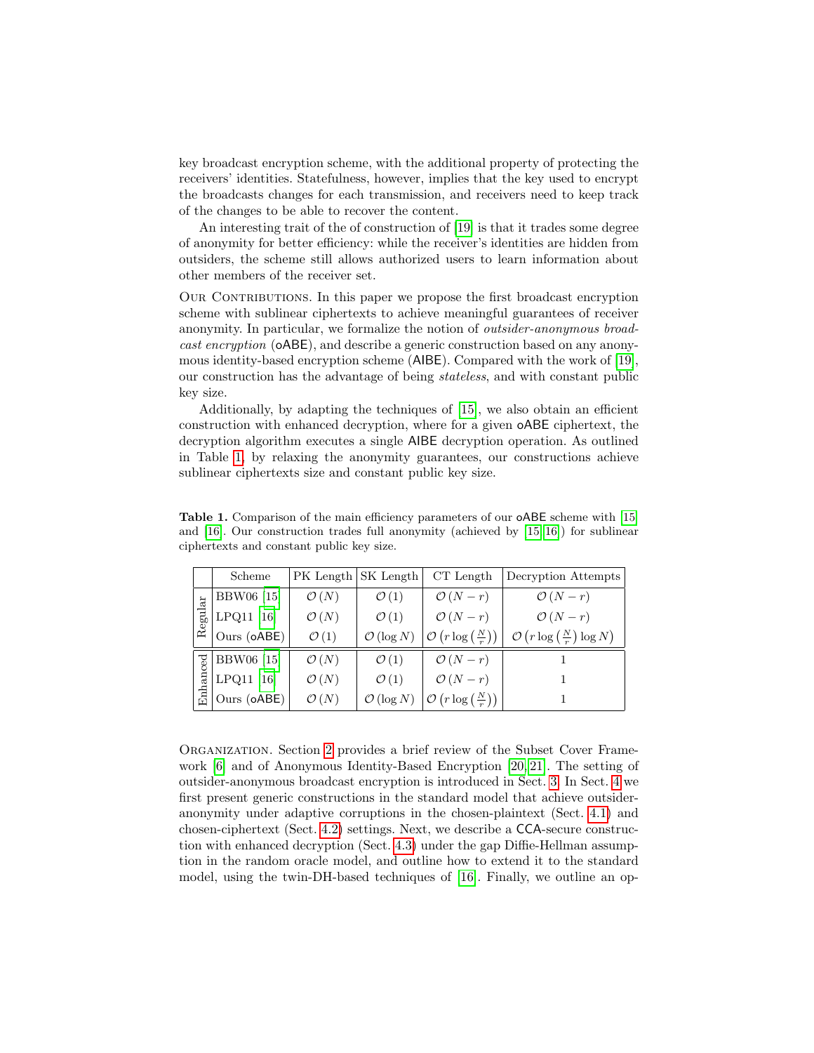key broadcast encryption scheme, with the additional property of protecting the receivers' identities. Statefulness, however, implies that the key used to encrypt the broadcasts changes for each transmission, and receivers need to keep track of the changes to be able to recover the content.

An interesting trait of the of construction of [19] is that it trades some degree of anonymity for better efficiency: while the receiver's identities are hidden from outsiders, the scheme still allows authorized users to learn information about other members of the receiver set.

Our Contributions. In this paper we propose the first broadcast encryption scheme with sublinear ciphertexts to achieve meaningful guarantees of receiver anonymity. In particular, we formalize the notion of *outsider-anonymous broadcast encryption* (oABE), and describe a generic construction based on any anonymous identity-based encryption scheme (AIBE). Compared with the work of [19], our construction has the advantage of being *stateless*, and with constant public key size.

Additionally, by adapting the techniques of [15], we also obtain an efficient construction with enhanced decryption, where for a given oABE ciphertext, the decryption algorithm executes a single AIBE decryption operation. As outlined in Table 1, by relaxing the anonymity guarantees, our constructions achieve sublinear ciphertexts size and constant public key size.

**Table 1.** Comparison of the main efficiency parameters of our oABE scheme with [15] and [16]. Our construction trades full anonymity (achieved by [15,16]) for sublinear ciphertexts and constant public key size.

| | Scheme | PK Length | SK Length | CT Length | Decryption Attempts |
|---|---|---|---|---|---|
| Regular | BBW06 [15] | $\mathcal{O}(N)$ | $\mathcal{O}(1)$ | $\mathcal{O}(N-r)$ | $\mathcal{O}(N-r)$ |
| | LPQ11 [16] | $\mathcal{O}(N)$ | $\mathcal{O}(1)$ | $\mathcal{O}(N-r)$ | $\mathcal{O}(N-r)$ |
| | Ours (oABE) | $\mathcal{O}(1)$ | $\mathcal{O}(\log N)$ | $\mathcal{O}\left(r\log\left(\frac{N}{r}\right)\right)$ | $\mathcal{O}\left(r\log\left(\frac{N}{r}\right)\log N\right)$ |
| Enhanced | BBW06 [15] | $\mathcal{O}(N)$ | $\mathcal{O}(1)$ | $\mathcal{O}(N-r)$ | 1 |
| | LPQ11 [16] | $\mathcal{O}(N)$ | $\mathcal{O}(1)$ | $\mathcal{O}(N-r)$ | 1 |
| | Ours (oABE) | $\mathcal{O}(N)$ | $\mathcal{O}(\log N)$ | $\mathcal{O}\left(r\log\left(\frac{N}{r}\right)\right)$ | 1 |

Organization. Section 2 provides a brief review of the Subset Cover Framework [6] and of Anonymous Identity-Based Encryption [20,21]. The setting of outsider-anonymous broadcast encryption is introduced in Sect. 3. In Sect. 4 we first present generic constructions in the standard model that achieve outsider-anonymity under adaptive corruptions in the chosen-plaintext (Sect. 4.1) and chosen-ciphertext (Sect. 4.2) settings. Next, we describe a CCA-secure construction with enhanced decryption (Sect. 4.3) under the gap Diffie-Hellman assumption in the random oracle model, and outline how to extend it to the standard model, using the twin-DH-based techniques of [16]. Finally, we outline an op-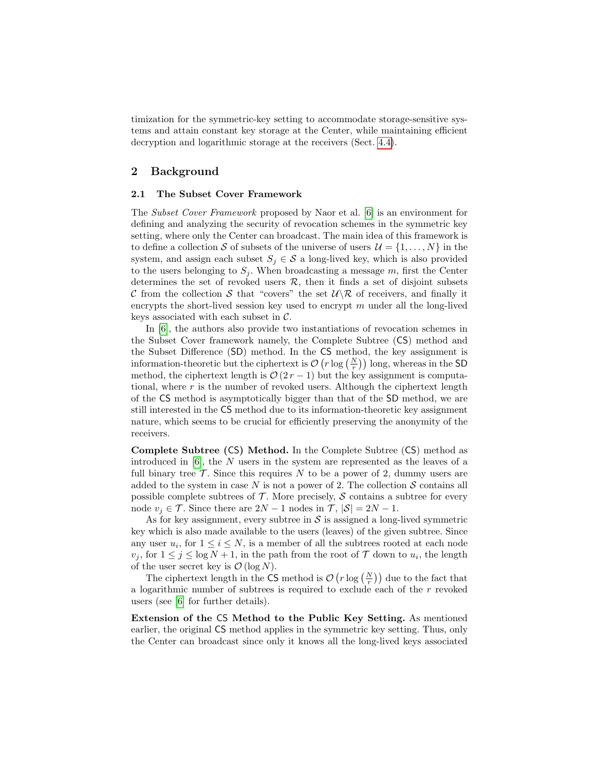timization for the symmetric-key setting to accommodate storage-sensitive systems and attain constant key storage at the Center, while maintaining efficient decryption and logarithmic storage at the receivers (Sect. 4.4).

## 2 Background

### 2.1 The Subset Cover Framework

The *Subset Cover Framework* proposed by Naor et al. [6] is an environment for defining and analyzing the security of revocation schemes in the symmetric key setting, where only the Center can broadcast. The main idea of this framework is to define a collection $\mathcal{S}$ of subsets of the universe of users $\mathcal{U} = \{1, \ldots, N\}$ in the system, and assign each subset $S_j \in \mathcal{S}$ a long-lived key, which is also provided to the users belonging to $S_j$. When broadcasting a message $m$, first the Center determines the set of revoked users $\mathcal{R}$, then it finds a set of disjoint subsets $\mathcal{C}$ from the collection $\mathcal{S}$ that "covers" the set $\mathcal{U} \backslash \mathcal{R}$ of receivers, and finally it encrypts the short-lived session key used to encrypt $m$ under all the long-lived keys associated with each subset in $\mathcal{C}$.

In [6], the authors also provide two instantiations of revocation schemes in the Subset Cover framework namely, the Complete Subtree (CS) method and the Subset Difference (SD) method. In the CS method, the key assignment is information-theoretic but the ciphertext is $\mathcal{O}\left(r \log\left(\frac{N}{r}\right)\right)$ long, whereas in the SD method, the ciphertext length is $\mathcal{O}\left(2\,r - 1\right)$ but the key assignment is computational, where $r$ is the number of revoked users. Although the ciphertext length of the CS method is asymptotically bigger than that of the SD method, we are still interested in the CS method due to its information-theoretic key assignment nature, which seems to be crucial for efficiently preserving the anonymity of the receivers.

**Complete Subtree (CS) Method.** In the Complete Subtree (CS) method as introduced in [6], the $N$ users in the system are represented as the leaves of a full binary tree $\mathcal{T}$. Since this requires $N$ to be a power of 2, dummy users are added to the system in case $N$ is not a power of 2. The collection $\mathcal{S}$ contains all possible complete subtrees of $\mathcal{T}$. More precisely, $\mathcal{S}$ contains a subtree for every node $v_j \in \mathcal{T}$. Since there are $2N - 1$ nodes in $\mathcal{T}$, $|\mathcal{S}| = 2N - 1$.

As for key assignment, every subtree in $\mathcal{S}$ is assigned a long-lived symmetric key which is also made available to the users (leaves) of the given subtree. Since any user $u_i$, for $1 \leq i \leq N$, is a member of all the subtrees rooted at each node $v_j$, for $1 \leq j \leq \log N + 1$, in the path from the root of $\mathcal{T}$ down to $u_i$, the length of the user secret key is $\mathcal{O}\left(\log N\right)$.

The ciphertext length in the CS method is $\mathcal{O}\left(r \log\left(\frac{N}{r}\right)\right)$ due to the fact that a logarithmic number of subtrees is required to exclude each of the $r$ revoked users (see [6] for further details).

**Extension of the CS Method to the Public Key Setting.** As mentioned earlier, the original CS method applies in the symmetric key setting. Thus, only the Center can broadcast since only it knows all the long-lived keys associated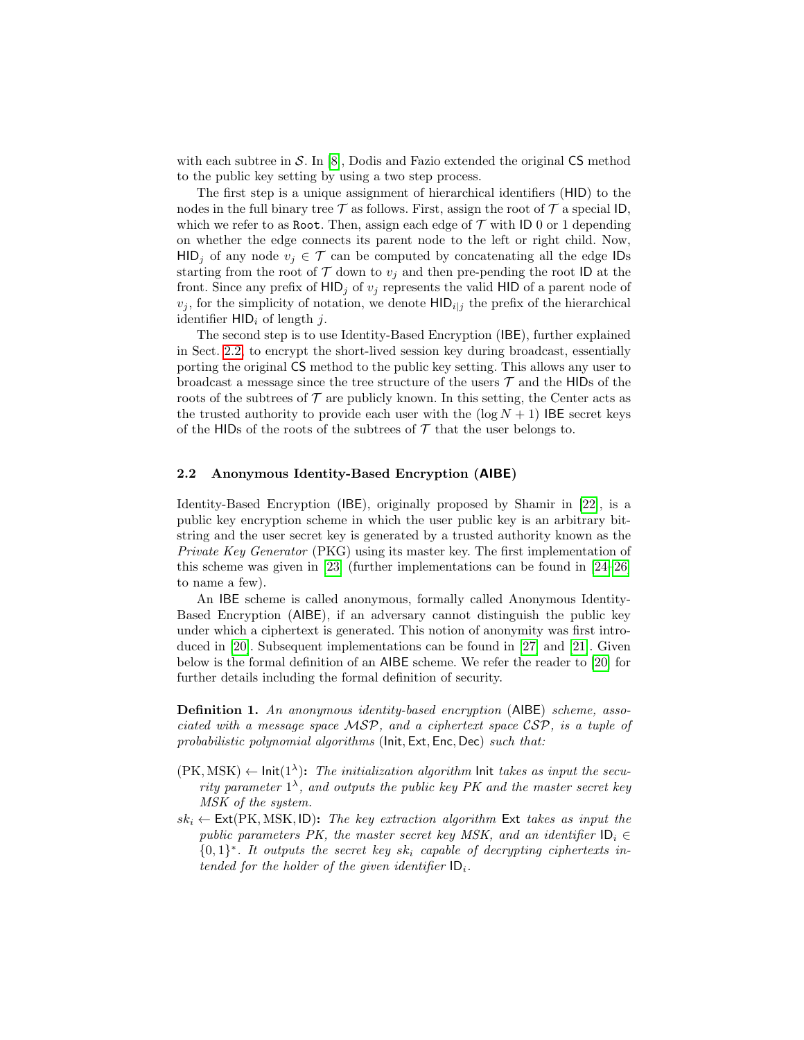with each subtree in $\mathcal{S}$. In [8], Dodis and Fazio extended the original CS method to the public key setting by using a two step process.

The first step is a unique assignment of hierarchical identifiers (HID) to the nodes in the full binary tree $\mathcal{T}$ as follows. First, assign the root of $\mathcal{T}$ a special ID, which we refer to as `Root`. Then, assign each edge of $\mathcal{T}$ with ID 0 or 1 depending on whether the edge connects its parent node to the left or right child. Now, $\mathsf{HID}_j$ of any node $v_j \in \mathcal{T}$ can be computed by concatenating all the edge IDs starting from the root of $\mathcal{T}$ down to $v_j$ and then pre-pending the root ID at the front. Since any prefix of $\mathsf{HID}_j$ of $v_j$ represents the valid HID of a parent node of $v_j$, for the simplicity of notation, we denote $\mathsf{HID}_{i|j}$ the prefix of the hierarchical identifier $\mathsf{HID}_i$ of length $j$.

The second step is to use Identity-Based Encryption (IBE), further explained in Sect. 2.2, to encrypt the short-lived session key during broadcast, essentially porting the original CS method to the public key setting. This allows any user to broadcast a message since the tree structure of the users $\mathcal{T}$ and the HIDs of the roots of the subtrees of $\mathcal{T}$ are publicly known. In this setting, the Center acts as the trusted authority to provide each user with the $(\log N + 1)$ IBE secret keys of the HIDs of the roots of the subtrees of $\mathcal{T}$ that the user belongs to.

### 2.2 Anonymous Identity-Based Encryption (AIBE)

Identity-Based Encryption (IBE), originally proposed by Shamir in [22], is a public key encryption scheme in which the user public key is an arbitrary bit-string and the user secret key is generated by a trusted authority known as the *Private Key Generator* (PKG) using its master key. The first implementation of this scheme was given in [23] (further implementations can be found in [24–26] to name a few).

An IBE scheme is called anonymous, formally called Anonymous Identity-Based Encryption (AIBE), if an adversary cannot distinguish the public key under which a ciphertext is generated. This notion of anonymity was first introduced in [20]. Subsequent implementations can be found in [27] and [21]. Given below is the formal definition of an AIBE scheme. We refer the reader to [20] for further details including the formal definition of security.

**Definition 1.** *An anonymous identity-based encryption* (AIBE) *scheme, associated with a message space $\mathcal{MSP}$, and a ciphertext space $\mathcal{CSP}$, is a tuple of probabilistic polynomial algorithms* (Init, Ext, Enc, Dec) *such that:*

- $(\mathrm{PK}, \mathrm{MSK}) \leftarrow \mathsf{Init}(1^\lambda)$**:** *The initialization algorithm* Init *takes as input the security parameter $1^\lambda$, and outputs the public key PK and the master secret key MSK of the system.*
- $sk_i \leftarrow \mathsf{Ext}(\mathrm{PK}, \mathrm{MSK}, \mathsf{ID})$**:** *The key extraction algorithm* Ext *takes as input the public parameters PK, the master secret key MSK, and an identifier $\mathsf{ID}_i \in \{0,1\}^*$. It outputs the secret key $sk_i$ capable of decrypting ciphertexts intended for the holder of the given identifier $\mathsf{ID}_i$.*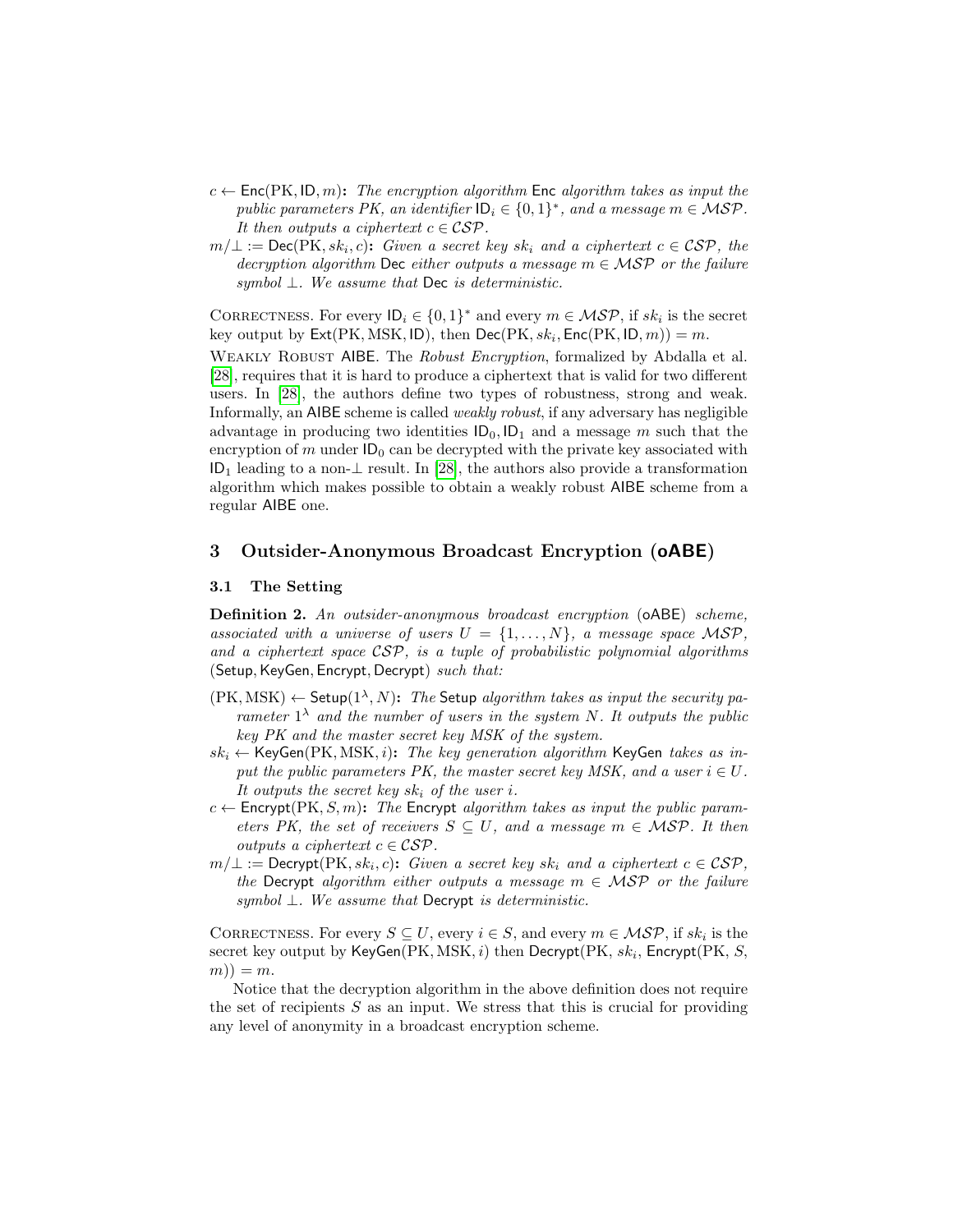$c \leftarrow \mathsf{Enc}(\mathrm{PK}, \mathsf{ID}, m)$**:** *The encryption algorithm* Enc *algorithm takes as input the public parameters PK, an identifier* $\mathsf{ID}_i \in \{0,1\}^*$*, and a message* $m \in \mathcal{MSP}$*. It then outputs a ciphertext* $c \in \mathcal{CSP}$*.*

$m/\perp := \mathsf{Dec}(\mathrm{PK}, sk_i, c)$**:** *Given a secret key* $sk_i$ *and a ciphertext* $c \in \mathcal{CSP}$*, the decryption algorithm* Dec *either outputs a message* $m \in \mathcal{MSP}$ *or the failure symbol* $\perp$*. We assume that* Dec *is deterministic.*

Correctness. For every $\mathsf{ID}_i \in \{0,1\}^*$ and every $m \in \mathcal{MSP}$, if $sk_i$ is the secret key output by $\mathsf{Ext}(\mathrm{PK}, \mathrm{MSK}, \mathsf{ID})$, then $\mathsf{Dec}(\mathrm{PK}, sk_i, \mathsf{Enc}(\mathrm{PK}, \mathsf{ID}, m)) = m$.

Weakly Robust AIBE. The *Robust Encryption*, formalized by Abdalla et al. [28], requires that it is hard to produce a ciphertext that is valid for two different users. In [28], the authors define two types of robustness, strong and weak. Informally, an AIBE scheme is called *weakly robust*, if any adversary has negligible advantage in producing two identities $\mathsf{ID}_0, \mathsf{ID}_1$ and a message $m$ such that the encryption of $m$ under $\mathsf{ID}_0$ can be decrypted with the private key associated with $\mathsf{ID}_1$ leading to a non-$\perp$ result. In [28], the authors also provide a transformation algorithm which makes possible to obtain a weakly robust AIBE scheme from a regular AIBE one.

## 3 Outsider-Anonymous Broadcast Encryption (oABE)

### 3.1 The Setting

**Definition 2.** *An outsider-anonymous broadcast encryption* (oABE) *scheme, associated with a universe of users* $U = \{1, \ldots, N\}$*, a message space* $\mathcal{MSP}$*, and a ciphertext space* $\mathcal{CSP}$*, is a tuple of probabilistic polynomial algorithms* (Setup, KeyGen, Encrypt, Decrypt) *such that:*

$(\mathrm{PK}, \mathrm{MSK}) \leftarrow \mathsf{Setup}(1^\lambda, N)$**:** *The* Setup *algorithm takes as input the security parameter* $1^\lambda$ *and the number of users in the system* $N$*. It outputs the public key PK and the master secret key MSK of the system.*

$sk_i \leftarrow \mathsf{KeyGen}(\mathrm{PK}, \mathrm{MSK}, i)$**:** *The key generation algorithm* KeyGen *takes as input the public parameters PK, the master secret key MSK, and a user* $i \in U$*. It outputs the secret key* $sk_i$ *of the user* $i$*.*

$c \leftarrow \mathsf{Encrypt}(\mathrm{PK}, S, m)$**:** *The* Encrypt *algorithm takes as input the public parameters PK, the set of receivers* $S \subseteq U$*, and a message* $m \in \mathcal{MSP}$*. It then outputs a ciphertext* $c \in \mathcal{CSP}$*.*

$m/\perp := \mathsf{Decrypt}(\mathrm{PK}, sk_i, c)$**:** *Given a secret key* $sk_i$ *and a ciphertext* $c \in \mathcal{CSP}$*, the* Decrypt *algorithm either outputs a message* $m \in \mathcal{MSP}$ *or the failure symbol* $\perp$*. We assume that* Decrypt *is deterministic.*

Correctness. For every $S \subseteq U$, every $i \in S$, and every $m \in \mathcal{MSP}$, if $sk_i$ is the secret key output by $\mathsf{KeyGen}(\mathrm{PK}, \mathrm{MSK}, i)$ then $\mathsf{Decrypt}(\mathrm{PK}, sk_i, \mathsf{Encrypt}(\mathrm{PK}, S, m)) = m$.

Notice that the decryption algorithm in the above definition does not require the set of recipients $S$ as an input. We stress that this is crucial for providing any level of anonymity in a broadcast encryption scheme.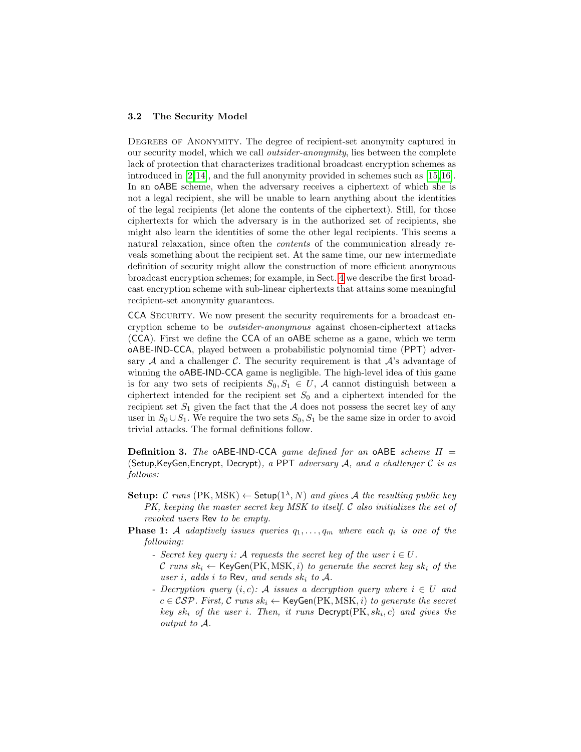### 3.2 The Security Model

Degrees of Anonymity. The degree of recipient-set anonymity captured in our security model, which we call *outsider-anonymity*, lies between the complete lack of protection that characterizes traditional broadcast encryption schemes as introduced in [2,14], and the full anonymity provided in schemes such as [15,16]. In an oABE scheme, when the adversary receives a ciphertext of which she is not a legal recipient, she will be unable to learn anything about the identities of the legal recipients (let alone the contents of the ciphertext). Still, for those ciphertexts for which the adversary is in the authorized set of recipients, she might also learn the identities of some the other legal recipients. This seems a natural relaxation, since often the *contents* of the communication already reveals something about the recipient set. At the same time, our new intermediate definition of security might allow the construction of more efficient anonymous broadcast encryption schemes; for example, in Sect. 4 we describe the first broadcast encryption scheme with sub-linear ciphertexts that attains some meaningful recipient-set anonymity guarantees.

CCA Security. We now present the security requirements for a broadcast encryption scheme to be *outsider-anonymous* against chosen-ciphertext attacks (CCA). First we define the CCA of an oABE scheme as a game, which we term oABE-IND-CCA, played between a probabilistic polynomial time (PPT) adversary $\mathcal{A}$ and a challenger $\mathcal{C}$. The security requirement is that $\mathcal{A}$'s advantage of winning the oABE-IND-CCA game is negligible. The high-level idea of this game is for any two sets of recipients $S_0, S_1 \in U$, $\mathcal{A}$ cannot distinguish between a ciphertext intended for the recipient set $S_0$ and a ciphertext intended for the recipient set $S_1$ given the fact that the $\mathcal{A}$ does not possess the secret key of any user in $S_0 \cup S_1$. We require the two sets $S_0, S_1$ be the same size in order to avoid trivial attacks. The formal definitions follow.

**Definition 3.** *The* oABE-IND-CCA *game defined for an* oABE *scheme* $\Pi$ = (Setup,KeyGen,Encrypt, Decrypt)*, a* PPT *adversary* $\mathcal{A}$*, and a challenger* $\mathcal{C}$ *is as follows:*

**Setup:** *$\mathcal{C}$ runs* $(\mathrm{PK}, \mathrm{MSK}) \leftarrow \mathsf{Setup}(1^\lambda, N)$ *and gives $\mathcal{A}$ the resulting public key PK, keeping the master secret key MSK to itself. $\mathcal{C}$ also initializes the set of revoked users* Rev *to be empty.*

**Phase 1:** *$\mathcal{A}$ adaptively issues queries $q_1, \ldots, q_m$ where each $q_i$ is one of the following:*

- *Secret key query $i$: $\mathcal{A}$ requests the secret key of the user $i \in U$. $\mathcal{C}$ runs $sk_i \leftarrow \mathsf{KeyGen}(\mathrm{PK}, \mathrm{MSK}, i)$ to generate the secret key $sk_i$ of the user $i$, adds $i$ to* Rev*, and sends $sk_i$ to $\mathcal{A}$.*
- *Decryption query $(i, c)$: $\mathcal{A}$ issues a decryption query where $i \in U$ and $c \in \mathcal{CSP}$. First, $\mathcal{C}$ runs $sk_i \leftarrow \mathsf{KeyGen}(\mathrm{PK}, \mathrm{MSK}, i)$ to generate the secret key $sk_i$ of the user $i$. Then, it runs $\mathsf{Decrypt}(\mathrm{PK}, sk_i, c)$ and gives the output to $\mathcal{A}$.*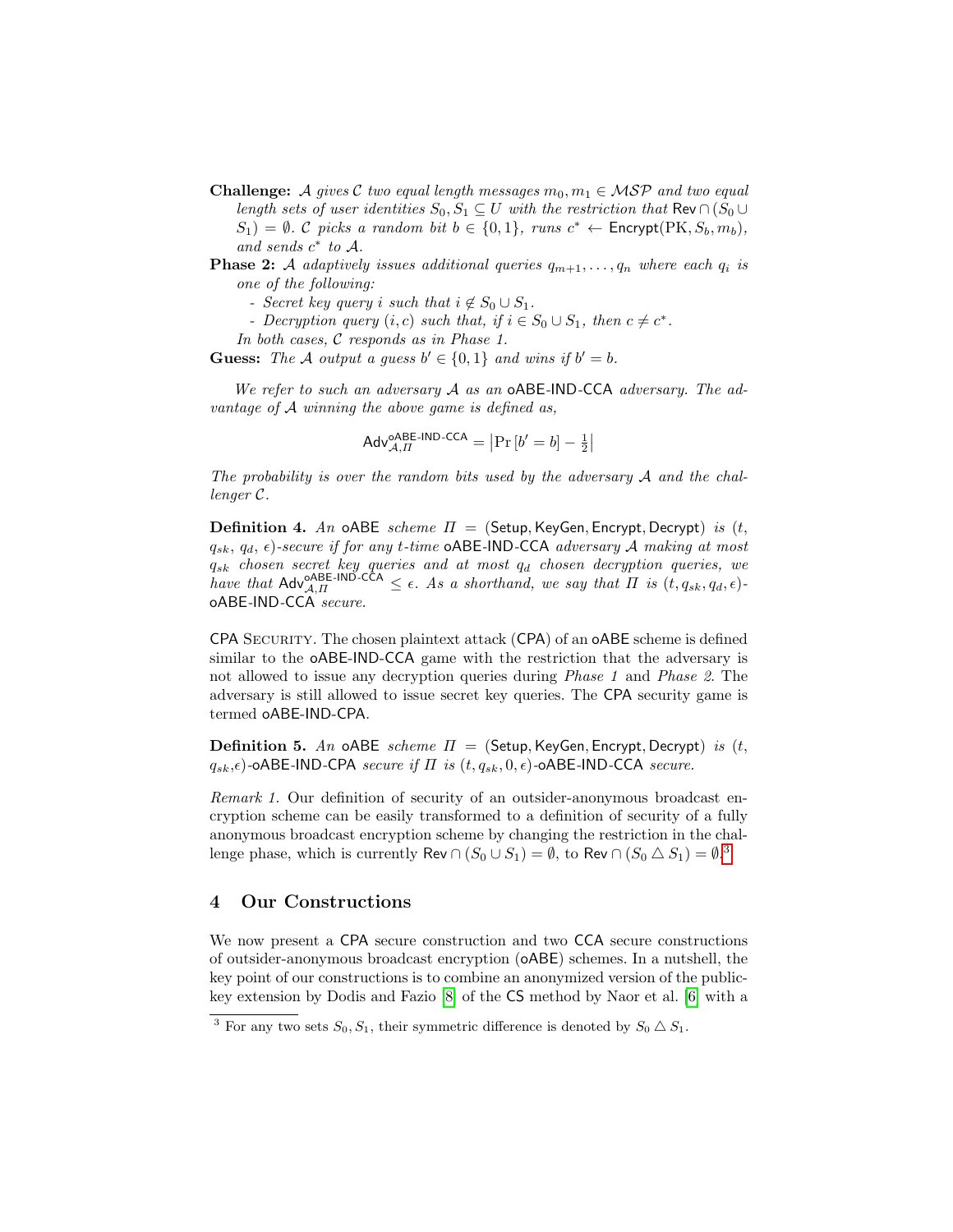**Challenge:** $\mathcal{A}$ gives $\mathcal{C}$ two equal length messages $m_0, m_1 \in \mathcal{MSP}$ and two equal length sets of user identities $S_0, S_1 \subseteq U$ with the restriction that $\mathsf{Rev} \cap (S_0 \cup S_1) = \emptyset$. $\mathcal{C}$ picks a random bit $b \in \{0,1\}$, runs $c^* \leftarrow \mathsf{Encrypt}(\mathrm{PK}, S_b, m_b)$, and sends $c^*$ to $\mathcal{A}$.

**Phase 2:** $\mathcal{A}$ adaptively issues additional queries $q_{m+1}, \ldots, q_n$ where each $q_i$ is one of the following:

- Secret key query $i$ such that $i \notin S_0 \cup S_1$.
- Decryption query $(i, c)$ such that, if $i \in S_0 \cup S_1$, then $c \neq c^*$.

In both cases, $\mathcal{C}$ responds as in Phase 1.

**Guess:** The $\mathcal{A}$ output a guess $b' \in \{0,1\}$ and wins if $b' = b$.

*We refer to such an adversary $\mathcal{A}$ as an* oABE-IND-CCA *adversary. The advantage of $\mathcal{A}$ winning the above game is defined as,*

$$\mathsf{Adv}^{\mathsf{oABE\text{-}IND\text{-}CCA}}_{\mathcal{A},\Pi} = \left|\Pr\left[b' = b\right] - \tfrac{1}{2}\right|$$

*The probability is over the random bits used by the adversary $\mathcal{A}$ and the challenger $\mathcal{C}$.*

**Definition 4.** *An* oABE *scheme $\Pi = (\mathsf{Setup}, \mathsf{KeyGen}, \mathsf{Encrypt}, \mathsf{Decrypt})$ is $(t, q_{sk}, q_d, \epsilon)$-secure if for any $t$-time* oABE-IND-CCA *adversary $\mathcal{A}$ making at most $q_{sk}$ chosen secret key queries and at most $q_d$ chosen decryption queries, we have that $\mathsf{Adv}^{\mathsf{oABE\text{-}IND\text{-}CCA}}_{\mathcal{A},\Pi} \leq \epsilon$. As a shorthand, we say that $\Pi$ is $(t, q_{sk}, q_d, \epsilon)$-*oABE-IND-CCA *secure.*

CPA Security. The chosen plaintext attack (CPA) of an oABE scheme is defined similar to the oABE-IND-CCA game with the restriction that the adversary is not allowed to issue any decryption queries during *Phase 1* and *Phase 2*. The adversary is still allowed to issue secret key queries. The CPA security game is termed oABE-IND-CPA.

**Definition 5.** *An* oABE *scheme $\Pi = (\mathsf{Setup}, \mathsf{KeyGen}, \mathsf{Encrypt}, \mathsf{Decrypt})$ is $(t, q_{sk}, \epsilon)$-*oABE-IND-CPA *secure if $\Pi$ is $(t, q_{sk}, 0, \epsilon)$-*oABE-IND-CCA *secure.*

*Remark 1.* Our definition of security of an outsider-anonymous broadcast encryption scheme can be easily transformed to a definition of security of a fully anonymous broadcast encryption scheme by changing the restriction in the challenge phase, which is currently $\mathsf{Rev} \cap (S_0 \cup S_1) = \emptyset$, to $\mathsf{Rev} \cap (S_0 \bigtriangleup S_1) = \emptyset$.[3]

## 4 Our Constructions

We now present a CPA secure construction and two CCA secure constructions of outsider-anonymous broadcast encryption (oABE) schemes. In a nutshell, the key point of our constructions is to combine an anonymized version of the public-key extension by Dodis and Fazio [8] of the CS method by Naor et al. [6] with a

[3] For any two sets $S_0, S_1$, their symmetric difference is denoted by $S_0 \bigtriangleup S_1$.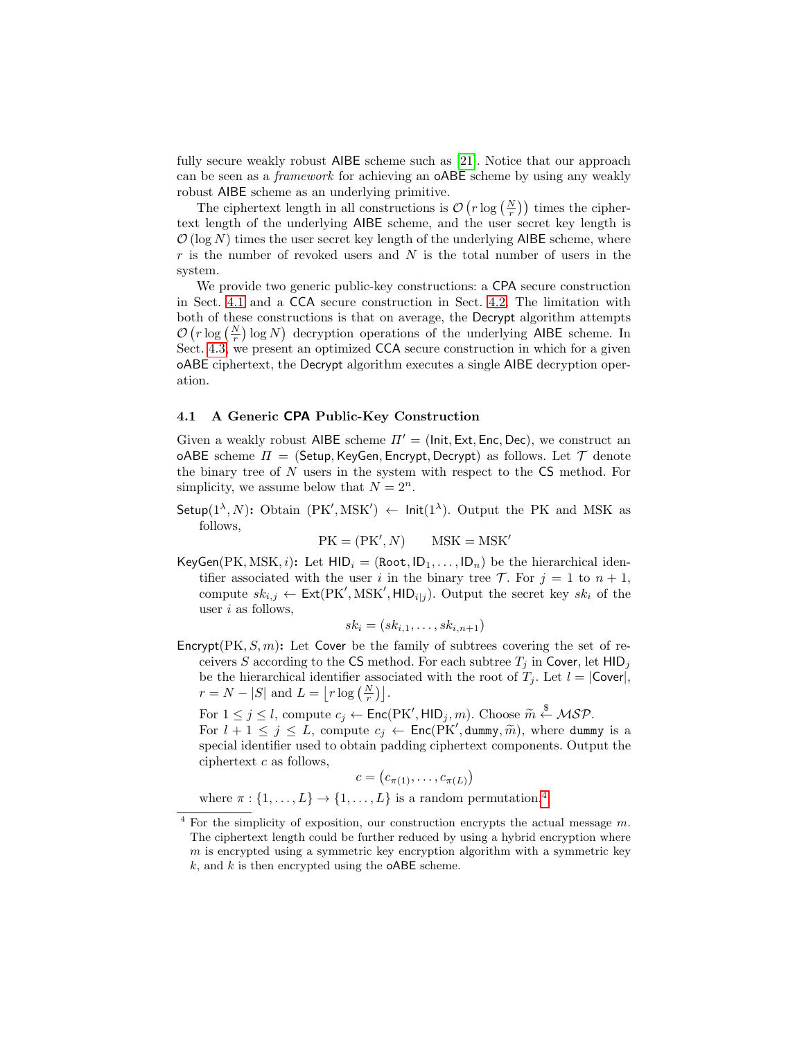fully secure weakly robust AIBE scheme such as [21]. Notice that our approach can be seen as a *framework* for achieving an oABE scheme by using any weakly robust AIBE scheme as an underlying primitive.

The ciphertext length in all constructions is $\mathcal{O}\left(r \log\left(\frac{N}{r}\right)\right)$ times the ciphertext length of the underlying AIBE scheme, and the user secret key length is $\mathcal{O}(\log N)$ times the user secret key length of the underlying AIBE scheme, where $r$ is the number of revoked users and $N$ is the total number of users in the system.

We provide two generic public-key constructions: a CPA secure construction in Sect. 4.1 and a CCA secure construction in Sect. 4.2. The limitation with both of these constructions is that on average, the Decrypt algorithm attempts $\mathcal{O}\left(r \log\left(\frac{N}{r}\right) \log N\right)$ decryption operations of the underlying AIBE scheme. In Sect. 4.3, we present an optimized CCA secure construction in which for a given oABE ciphertext, the Decrypt algorithm executes a single AIBE decryption operation.

### 4.1 A Generic CPA Public-Key Construction

Given a weakly robust AIBE scheme $\Pi' = (\mathsf{Init}, \mathsf{Ext}, \mathsf{Enc}, \mathsf{Dec})$, we construct an oABE scheme $\Pi = (\mathsf{Setup}, \mathsf{KeyGen}, \mathsf{Encrypt}, \mathsf{Decrypt})$ as follows. Let $\mathcal{T}$ denote the binary tree of $N$ users in the system with respect to the CS method. For simplicity, we assume below that $N = 2^n$.

$\mathsf{Setup}(1^\lambda, N)$**:** Obtain $(\mathrm{PK}', \mathrm{MSK}') \leftarrow \mathsf{Init}(1^\lambda)$. Output the PK and MSK as follows,

$$\mathrm{PK} = (\mathrm{PK}', N) \qquad \mathrm{MSK} = \mathrm{MSK}'$$

$\mathsf{KeyGen}(\mathrm{PK}, \mathrm{MSK}, i)$**:** Let $\mathsf{HID}_i = (\mathtt{Root}, \mathsf{ID}_1, \ldots, \mathsf{ID}_n)$ be the hierarchical identifier associated with the user $i$ in the binary tree $\mathcal{T}$. For $j = 1$ to $n+1$, compute $sk_{i,j} \leftarrow \mathsf{Ext}(\mathrm{PK}', \mathrm{MSK}', \mathsf{HID}_{i|j})$. Output the secret key $sk_i$ of the user $i$ as follows,

$$sk_i = (sk_{i,1}, \ldots, sk_{i,n+1})$$

$\mathsf{Encrypt}(\mathrm{PK}, S, m)$**:** Let $\mathsf{Cover}$ be the family of subtrees covering the set of receivers $S$ according to the CS method. For each subtree $T_j$ in $\mathsf{Cover}$, let $\mathsf{HID}_j$ be the hierarchical identifier associated with the root of $T_j$. Let $l = |\mathsf{Cover}|$, $r = N - |S|$ and $L = \left\lfloor r \log\left(\frac{N}{r}\right)\right\rfloor$.

For $1 \leq j \leq l$, compute $c_j \leftarrow \mathsf{Enc}(\mathrm{PK}', \mathsf{HID}_j, m)$. Choose $\widetilde{m} \xleftarrow{\$} \mathcal{MSP}$.

For $l+1 \leq j \leq L$, compute $c_j \leftarrow \mathsf{Enc}(\mathrm{PK}', \mathtt{dummy}, \widetilde{m})$, where $\mathtt{dummy}$ is a special identifier used to obtain padding ciphertext components. Output the ciphertext $c$ as follows,

$$c = \left(c_{\pi(1)}, \ldots, c_{\pi(L)}\right)$$

where $\pi : \{1, \ldots, L\} \rightarrow \{1, \ldots, L\}$ is a random permutation.[4]

[4] For the simplicity of exposition, our construction encrypts the actual message $m$. The ciphertext length could be further reduced by using a hybrid encryption where $m$ is encrypted using a symmetric key encryption algorithm with a symmetric key $k$, and $k$ is then encrypted using the oABE scheme.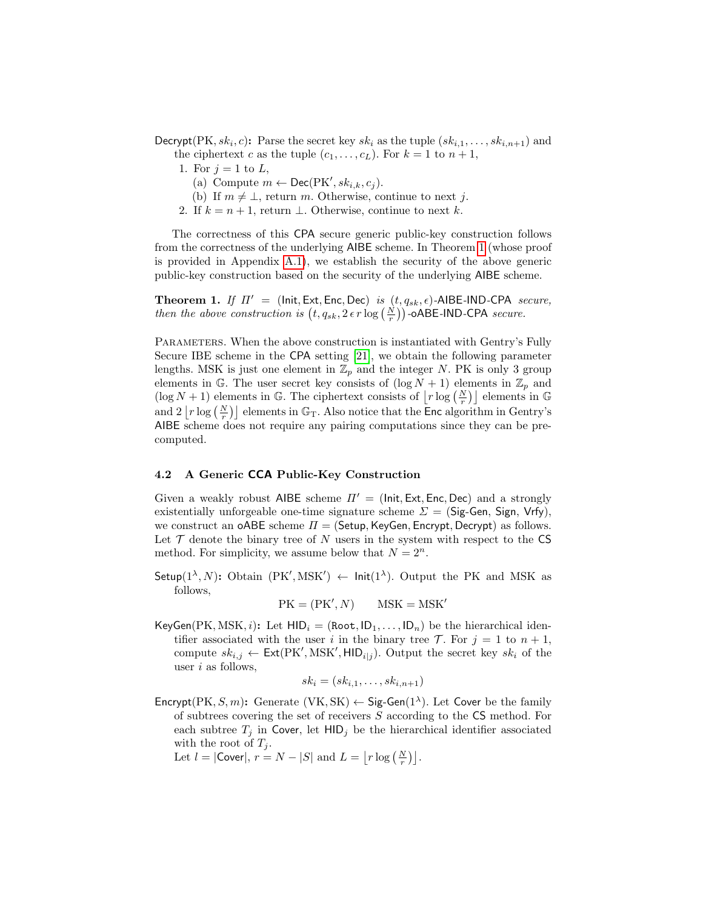$\mathsf{Decrypt}(\text{PK}, sk_i, c)$**:** Parse the secret key $sk_i$ as the tuple $(sk_{i,1}, \ldots, sk_{i,n+1})$ and the ciphertext $c$ as the tuple $(c_1, \ldots, c_L)$. For $k = 1$ to $n+1$,

1. For $j = 1$ to $L$,
   (a) Compute $m \leftarrow \mathsf{Dec}(\text{PK}', sk_{i,k}, c_j)$.
   (b) If $m \neq \perp$, return $m$. Otherwise, continue to next $j$.
2. If $k = n+1$, return $\perp$. Otherwise, continue to next $k$.

The correctness of this CPA secure generic public-key construction follows from the correctness of the underlying AIBE scheme. In Theorem 1 (whose proof is provided in Appendix A.1), we establish the security of the above generic public-key construction based on the security of the underlying AIBE scheme.

**Theorem 1.** *If $\Pi' = (\mathsf{Init}, \mathsf{Ext}, \mathsf{Enc}, \mathsf{Dec})$ is $(t, q_{sk}, \epsilon)$-AIBE-IND-CPA secure, then the above construction is $\left(t, q_{sk}, 2\,\epsilon\, r \log\left(\frac{N}{r}\right)\right)$-oABE-IND-CPA secure.*

Parameters. When the above construction is instantiated with Gentry's Fully Secure IBE scheme in the CPA setting [21], we obtain the following parameter lengths. MSK is just one element in $\mathbb{Z}_p$ and the integer $N$. PK is only 3 group elements in $\mathbb{G}$. The user secret key consists of $(\log N + 1)$ elements in $\mathbb{Z}_p$ and $(\log N + 1)$ elements in $\mathbb{G}$. The ciphertext consists of $\left\lfloor r \log\left(\frac{N}{r}\right)\right\rfloor$ elements in $\mathbb{G}$ and $2\left\lfloor r \log\left(\frac{N}{r}\right)\right\rfloor$ elements in $\mathbb{G}_{\mathrm{T}}$. Also notice that the Enc algorithm in Gentry's AIBE scheme does not require any pairing computations since they can be precomputed.

### 4.2 A Generic CCA Public-Key Construction

Given a weakly robust AIBE scheme $\Pi' = (\mathsf{Init}, \mathsf{Ext}, \mathsf{Enc}, \mathsf{Dec})$ and a strongly existentially unforgeable one-time signature scheme $\Sigma = (\mathsf{Sig\text{-}Gen}, \mathsf{Sign}, \mathsf{Vrfy})$, we construct an oABE scheme $\Pi = (\mathsf{Setup}, \mathsf{KeyGen}, \mathsf{Encrypt}, \mathsf{Decrypt})$ as follows. Let $\mathcal{T}$ denote the binary tree of $N$ users in the system with respect to the CS method. For simplicity, we assume below that $N = 2^n$.

$\mathsf{Setup}(1^\lambda, N)$**:** Obtain $(\text{PK}', \text{MSK}') \leftarrow \mathsf{Init}(1^\lambda)$. Output the PK and MSK as follows,

$$\text{PK} = (\text{PK}', N) \qquad \text{MSK} = \text{MSK}'$$

$\mathsf{KeyGen}(\text{PK}, \text{MSK}, i)$**:** Let $\mathsf{HID}_i = (\mathtt{Root}, \mathsf{ID}_1, \ldots, \mathsf{ID}_n)$ be the hierarchical identifier associated with the user $i$ in the binary tree $\mathcal{T}$. For $j = 1$ to $n+1$, compute $sk_{i,j} \leftarrow \mathsf{Ext}(\text{PK}', \text{MSK}', \mathsf{HID}_{i|j})$. Output the secret key $sk_i$ of the user $i$ as follows,

$$sk_i = (sk_{i,1}, \ldots, sk_{i,n+1})$$

$\mathsf{Encrypt}(\text{PK}, S, m)$**:** Generate $(\text{VK}, \text{SK}) \leftarrow \mathsf{Sig\text{-}Gen}(1^\lambda)$. Let $\mathsf{Cover}$ be the family of subtrees covering the set of receivers $S$ according to the CS method. For each subtree $T_j$ in $\mathsf{Cover}$, let $\mathsf{HID}_j$ be the hierarchical identifier associated with the root of $T_j$.
Let $l = |\mathsf{Cover}|$, $r = N - |S|$ and $L = \left\lfloor r \log\left(\frac{N}{r}\right)\right\rfloor$.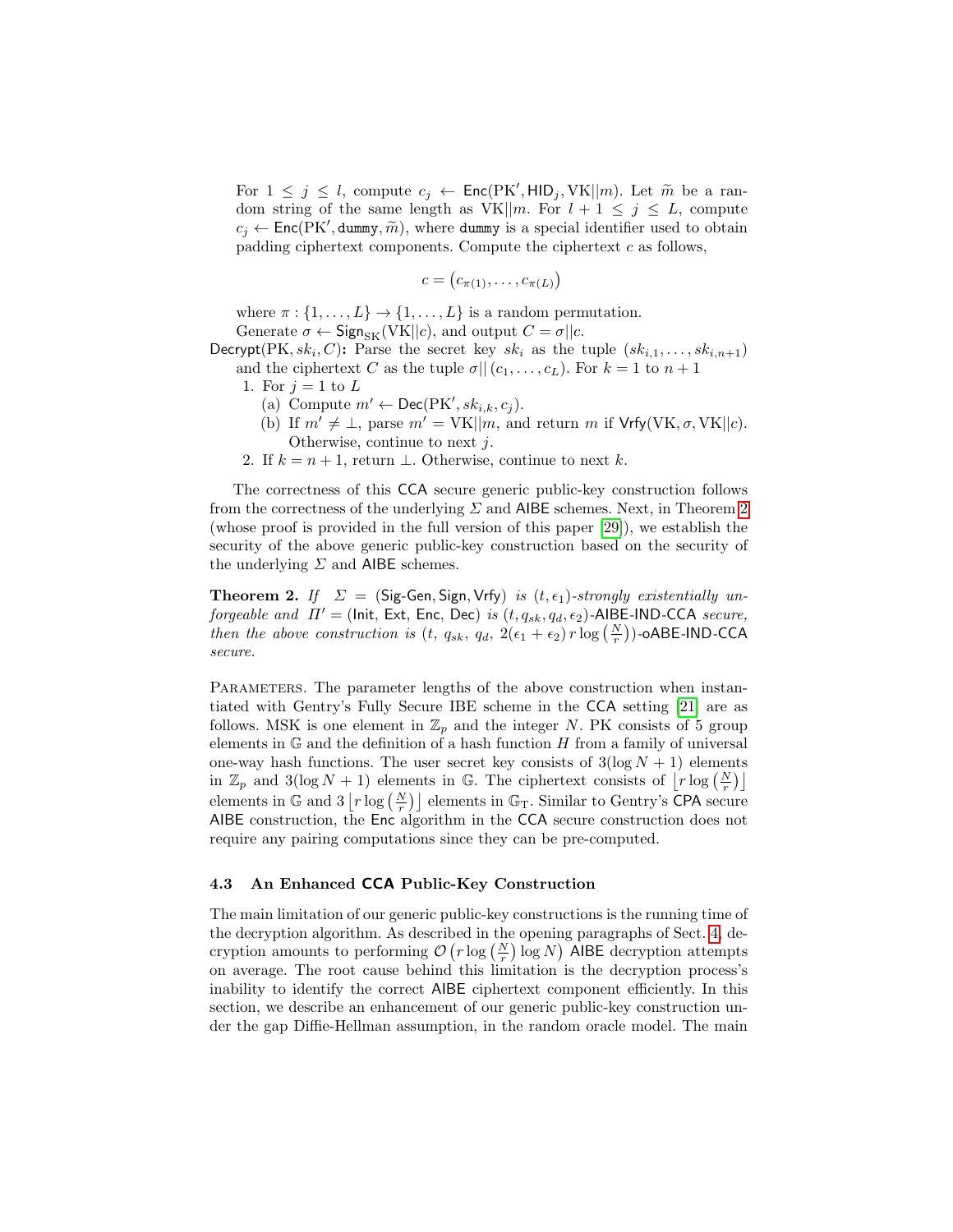For $1 \leq j \leq l$, compute $c_j \leftarrow \mathsf{Enc}(\mathrm{PK}', \mathsf{HID}_j, \mathrm{VK}||m)$. Let $\widetilde{m}$ be a random string of the same length as $\mathrm{VK}||m$. For $l+1 \leq j \leq L$, compute $c_j \leftarrow \mathsf{Enc}(\mathrm{PK}', \mathtt{dummy}, \widetilde{m})$, where $\mathtt{dummy}$ is a special identifier used to obtain padding ciphertext components. Compute the ciphertext $c$ as follows,

$$c = \left(c_{\pi(1)}, \ldots, c_{\pi(L)}\right)$$

where $\pi : \{1, \ldots, L\} \to \{1, \ldots, L\}$ is a random permutation.

Generate $\sigma \leftarrow \mathsf{Sign}_{\mathrm{SK}}(\mathrm{VK}||c)$, and output $C = \sigma||c$.

$\mathsf{Decrypt}(\mathrm{PK}, sk_i, C)$**:** Parse the secret key $sk_i$ as the tuple $(sk_{i,1}, \ldots, sk_{i,n+1})$ and the ciphertext $C$ as the tuple $\sigma|| (c_1, \ldots, c_L)$. For $k = 1$ to $n+1$

1. For $j = 1$ to $L$
   (a) Compute $m' \leftarrow \mathsf{Dec}(\mathrm{PK}', sk_{i,k}, c_j)$.
   (b) If $m' \neq \perp$, parse $m' = \mathrm{VK}||m$, and return $m$ if $\mathsf{Vrfy}(\mathrm{VK}, \sigma, \mathrm{VK}||c)$. Otherwise, continue to next $j$.
2. If $k = n+1$, return $\perp$. Otherwise, continue to next $k$.

The correctness of this CCA secure generic public-key construction follows from the correctness of the underlying $\Sigma$ and AIBE schemes. Next, in Theorem 2 (whose proof is provided in the full version of this paper [29]), we establish the security of the above generic public-key construction based on the security of the underlying $\Sigma$ and AIBE schemes.

**Theorem 2.** *If* $\Sigma = (\mathsf{Sig\text{-}Gen}, \mathsf{Sign}, \mathsf{Vrfy})$ *is* $(t, \epsilon_1)$*-strongly existentially unforgeable and* $\Pi' = (\mathsf{Init}, \mathsf{Ext}, \mathsf{Enc}, \mathsf{Dec})$ *is* $(t, q_{sk}, q_d, \epsilon_2)$*-AIBE-IND-CCA secure, then the above construction is* $(t,\ q_{sk},\ q_d,\ 2(\epsilon_1 + \epsilon_2)\, r \log\left(\frac{N}{r}\right))$*-oABE-IND-CCA secure.*

Parameters. The parameter lengths of the above construction when instantiated with Gentry's Fully Secure IBE scheme in the CCA setting [21] are as follows. MSK is one element in $\mathbb{Z}_p$ and the integer $N$. PK consists of 5 group elements in $\mathbb{G}$ and the definition of a hash function $H$ from a family of universal one-way hash functions. The user secret key consists of $3(\log N + 1)$ elements in $\mathbb{Z}_p$ and $3(\log N + 1)$ elements in $\mathbb{G}$. The ciphertext consists of $\left\lfloor r \log\left(\frac{N}{r}\right)\right\rfloor$ elements in $\mathbb{G}$ and $3\left\lfloor r \log\left(\frac{N}{r}\right)\right\rfloor$ elements in $\mathbb{G}_{\mathrm{T}}$. Similar to Gentry's CPA secure AIBE construction, the Enc algorithm in the CCA secure construction does not require any pairing computations since they can be pre-computed.

### 4.3 An Enhanced CCA Public-Key Construction

The main limitation of our generic public-key constructions is the running time of the decryption algorithm. As described in the opening paragraphs of Sect. 4, decryption amounts to performing $\mathcal{O}\left(r \log\left(\frac{N}{r}\right) \log N\right)$ AIBE decryption attempts on average. The root cause behind this limitation is the decryption process's inability to identify the correct AIBE ciphertext component efficiently. In this section, we describe an enhancement of our generic public-key construction under the gap Diffie-Hellman assumption, in the random oracle model. The main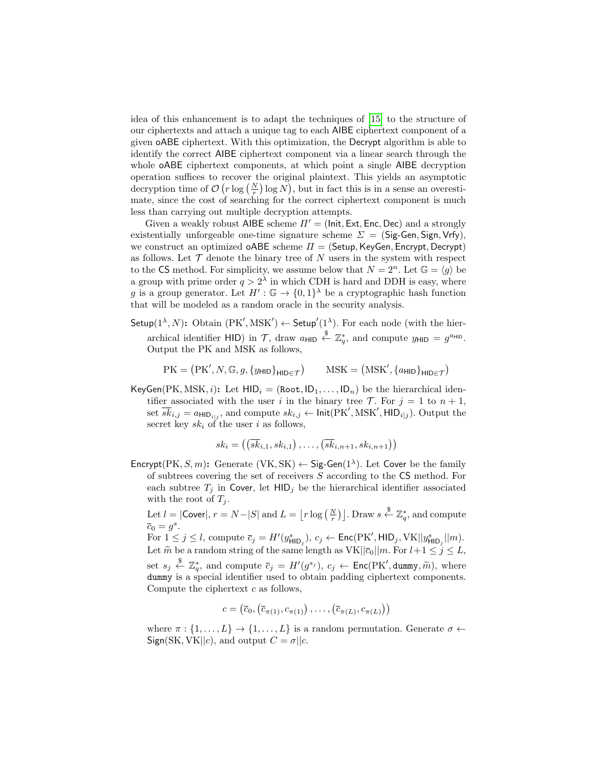idea of this enhancement is to adapt the techniques of [15] to the structure of our ciphertexts and attach a unique tag to each AIBE ciphertext component of a given oABE ciphertext. With this optimization, the Decrypt algorithm is able to identify the correct AIBE ciphertext component via a linear search through the whole oABE ciphertext components, at which point a single AIBE decryption operation suffices to recover the original plaintext. This yields an asymptotic decryption time of $\mathcal{O}\left(r \log\left(\frac{N}{r}\right) \log N\right)$, but in fact this is in a sense an overestimate, since the cost of searching for the correct ciphertext component is much less than carrying out multiple decryption attempts.

Given a weakly robust AIBE scheme $\Pi' = (\mathsf{Init}, \mathsf{Ext}, \mathsf{Enc}, \mathsf{Dec})$ and a strongly existentially unforgeable one-time signature scheme $\Sigma = (\mathsf{Sig\text{-}Gen}, \mathsf{Sign}, \mathsf{Vrfy})$, we construct an optimized oABE scheme $\Pi = (\mathsf{Setup}, \mathsf{KeyGen}, \mathsf{Encrypt}, \mathsf{Decrypt})$ as follows. Let $\mathcal{T}$ denote the binary tree of $N$ users in the system with respect to the CS method. For simplicity, we assume below that $N = 2^n$. Let $\mathbb{G} = \langle g \rangle$ be a group with prime order $q > 2^\lambda$ in which CDH is hard and DDH is easy, where $g$ is a group generator. Let $H' : \mathbb{G} \to \{0,1\}^\lambda$ be a cryptographic hash function that will be modeled as a random oracle in the security analysis.

**$\mathsf{Setup}(1^\lambda, N)$:** Obtain $(\mathrm{PK}', \mathrm{MSK}') \leftarrow \mathsf{Setup}'(1^\lambda)$. For each node (with the hierarchical identifier HID) in $\mathcal{T}$, draw $a_{\mathsf{HID}} \xleftarrow{\$} \mathbb{Z}_q^*$, and compute $y_{\mathsf{HID}} = g^{a_{\mathsf{HID}}}$. Output the PK and MSK as follows,

$$\mathrm{PK} = \left(\mathrm{PK}', N, \mathbb{G}, g, \{y_{\mathsf{HID}}\}_{\mathsf{HID} \in \mathcal{T}}\right) \qquad \mathrm{MSK} = \left(\mathrm{MSK}', \{a_{\mathsf{HID}}\}_{\mathsf{HID} \in \mathcal{T}}\right)$$

**$\mathsf{KeyGen}(\mathrm{PK}, \mathrm{MSK}, i)$:** Let $\mathsf{HID}_i = (\mathtt{Root}, \mathsf{ID}_1, \ldots, \mathsf{ID}_n)$ be the hierarchical identifier associated with the user $i$ in the binary tree $\mathcal{T}$. For $j = 1$ to $n+1$, set $\overline{sk}_{i,j} = a_{\mathsf{HID}_{i|j}}$, and compute $sk_{i,j} \leftarrow \mathsf{Init}(\mathrm{PK}', \mathrm{MSK}', \mathsf{HID}_{i|j})$. Output the secret key $sk_i$ of the user $i$ as follows,

$$sk_i = \left(\left(\overline{sk}_{i,1}, sk_{i,1}\right), \ldots, \left(\overline{sk}_{i,n+1}, sk_{i,n+1}\right)\right)$$

**$\mathsf{Encrypt}(\mathrm{PK}, S, m)$:** Generate $(\mathrm{VK}, \mathrm{SK}) \leftarrow \mathsf{Sig\text{-}Gen}(1^\lambda)$. Let Cover be the family of subtrees covering the set of receivers $S$ according to the CS method. For each subtree $T_j$ in Cover, let $\mathsf{HID}_j$ be the hierarchical identifier associated with the root of $T_j$.

Let $l = |\mathsf{Cover}|$, $r = N - |S|$ and $L = \left\lfloor r \log\left(\frac{N}{r}\right)\right\rfloor$. Draw $s \xleftarrow{\$} \mathbb{Z}_q^*$, and compute $\overline{c}_0 = g^s$.

For $1 \leq j \leq l$, compute $\overline{c}_j = H'(y^s_{\mathsf{HID}_j})$, $c_j \leftarrow \mathsf{Enc}(\mathrm{PK}', \mathsf{HID}_j, \mathrm{VK}||y^s_{\mathsf{HID}_j}||m)$. Let $\widetilde{m}$ be a random string of the same length as $\mathrm{VK}||\overline{c}_0||m$. For $l+1 \leq j \leq L$, set $s_j \xleftarrow{\$} \mathbb{Z}_q^*$, and compute $\overline{c}_j = H'(g^{s_j})$, $c_j \leftarrow \mathsf{Enc}(\mathrm{PK}', \mathtt{dummy}, \widetilde{m})$, where $\mathtt{dummy}$ is a special identifier used to obtain padding ciphertext components. Compute the ciphertext $c$ as follows,

$$c = \left(\overline{c}_0, \left(\overline{c}_{\pi(1)}, c_{\pi(1)}\right), \ldots, \left(\overline{c}_{\pi(L)}, c_{\pi(L)}\right)\right)$$

where $\pi : \{1, \ldots, L\} \to \{1, \ldots, L\}$ is a random permutation. Generate $\sigma \leftarrow \mathsf{Sign}(\mathrm{SK}, \mathrm{VK}||c)$, and output $C = \sigma||c$.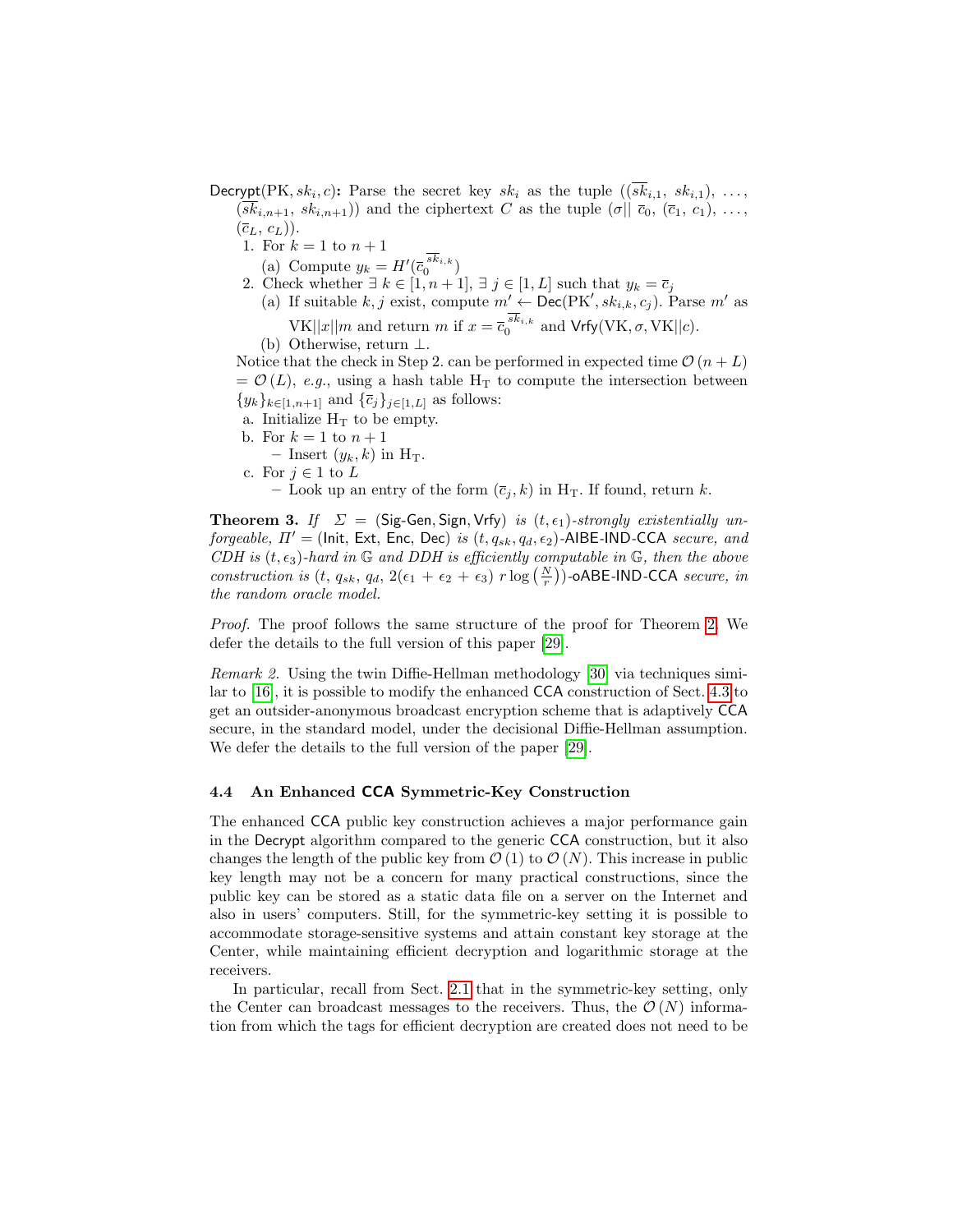Decrypt(PK, $sk_i$, $c$)**:** Parse the secret key $sk_i$ as the tuple $((\overline{sk}_{i,1}, sk_{i,1}), \ldots, (\overline{sk}_{i,n+1}, sk_{i,n+1}))$ and the ciphertext $C$ as the tuple $(\sigma || \; \overline{c}_0, (\overline{c}_1, c_1), \ldots, (\overline{c}_L, c_L))$.

1. For $k = 1$ to $n + 1$
   (a) Compute $y_k = H'(\overline{c}_0^{\overline{sk}_{i,k}})$
2. Check whether $\exists \; k \in [1, n+1], \exists \; j \in [1, L]$ such that $y_k = \overline{c}_j$
   (a) If suitable $k, j$ exist, compute $m' \leftarrow \mathsf{Dec}(\mathrm{PK}', sk_{i,k}, c_j)$. Parse $m'$ as $\mathrm{VK}||x||m$ and return $m$ if $x = \overline{c}_0^{\overline{sk}_{i,k}}$ and $\mathsf{Vrfy}(\mathrm{VK}, \sigma, \mathrm{VK}||c)$.
   (b) Otherwise, return $\perp$.

Notice that the check in Step 2. can be performed in expected time $\mathcal{O}(n + L) = \mathcal{O}(L)$, *e.g.*, using a hash table $\mathrm{H_T}$ to compute the intersection between $\{y_k\}_{k \in [1,n+1]}$ and $\{\overline{c}_j\}_{j \in [1,L]}$ as follows:

a. Initialize $\mathrm{H_T}$ to be empty.
b. For $k = 1$ to $n + 1$
   – Insert $(y_k, k)$ in $\mathrm{H_T}$.
c. For $j \in 1$ to $L$
   – Look up an entry of the form $(\overline{c}_j, k)$ in $\mathrm{H_T}$. If found, return $k$.

**Theorem 3.** *If* $\Sigma = (\mathsf{Sig\text{-}Gen}, \mathsf{Sign}, \mathsf{Vrfy})$ *is* $(t, \epsilon_1)$*-strongly existentially unforgeable,* $\Pi' = (\mathsf{Init}, \mathsf{Ext}, \mathsf{Enc}, \mathsf{Dec})$ *is* $(t, q_{sk}, q_d, \epsilon_2)$*-*$\mathsf{AIBE\text{-}IND\text{-}CCA}$ *secure, and CDH is* $(t, \epsilon_3)$*-hard in* $\mathbb{G}$ *and DDH is efficiently computable in* $\mathbb{G}$*, then the above construction is* $(t,\, q_{sk},\, q_d,\, 2(\epsilon_1 + \epsilon_2 + \epsilon_3)\; r \log\left(\frac{N}{r}\right))$*-*$\mathsf{oABE\text{-}IND\text{-}CCA}$ *secure, in the random oracle model.*

*Proof.* The proof follows the same structure of the proof for Theorem 2. We defer the details to the full version of this paper [29].

*Remark 2.* Using the twin Diffie-Hellman methodology [30] via techniques similar to [16], it is possible to modify the enhanced CCA construction of Sect. 4.3 to get an outsider-anonymous broadcast encryption scheme that is adaptively CCA secure, in the standard model, under the decisional Diffie-Hellman assumption. We defer the details to the full version of the paper [29].

### 4.4 An Enhanced CCA Symmetric-Key Construction

The enhanced CCA public key construction achieves a major performance gain in the Decrypt algorithm compared to the generic CCA construction, but it also changes the length of the public key from $\mathcal{O}(1)$ to $\mathcal{O}(N)$. This increase in public key length may not be a concern for many practical constructions, since the public key can be stored as a static data file on a server on the Internet and also in users' computers. Still, for the symmetric-key setting it is possible to accommodate storage-sensitive systems and attain constant key storage at the Center, while maintaining efficient decryption and logarithmic storage at the receivers.

In particular, recall from Sect. 2.1 that in the symmetric-key setting, only the Center can broadcast messages to the receivers. Thus, the $\mathcal{O}(N)$ information from which the tags for efficient decryption are created does not need to be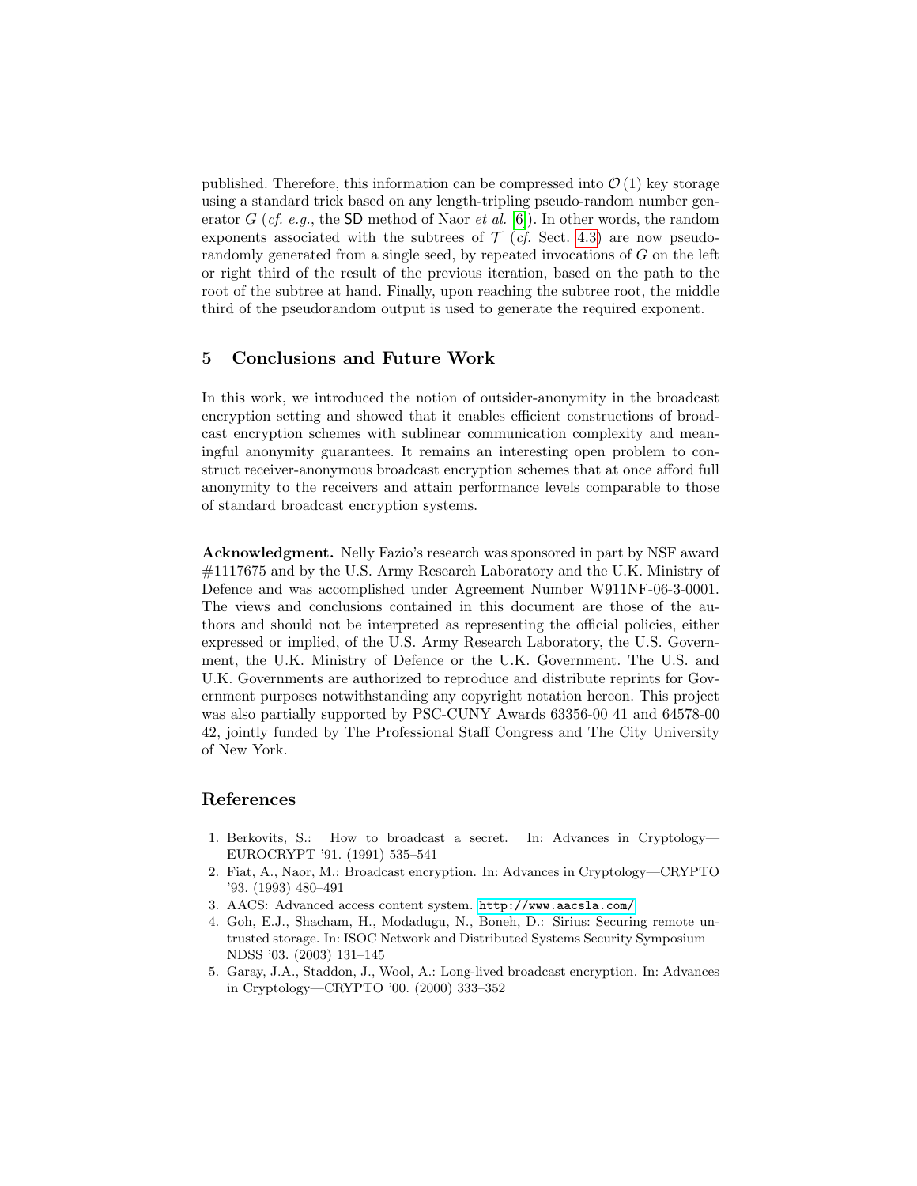published. Therefore, this information can be compressed into $\mathcal{O}(1)$ key storage using a standard trick based on any length-tripling pseudo-random number generator $G$ (*cf. e.g.*, the SD method of Naor *et al.* [6]). In other words, the random exponents associated with the subtrees of $\mathcal{T}$ (*cf.* Sect. 4.3) are now pseudorandomly generated from a single seed, by repeated invocations of $G$ on the left or right third of the result of the previous iteration, based on the path to the root of the subtree at hand. Finally, upon reaching the subtree root, the middle third of the pseudorandom output is used to generate the required exponent.

## 5 Conclusions and Future Work

In this work, we introduced the notion of outsider-anonymity in the broadcast encryption setting and showed that it enables efficient constructions of broadcast encryption schemes with sublinear communication complexity and meaningful anonymity guarantees. It remains an interesting open problem to construct receiver-anonymous broadcast encryption schemes that at once afford full anonymity to the receivers and attain performance levels comparable to those of standard broadcast encryption systems.

**Acknowledgment.** Nelly Fazio's research was sponsored in part by NSF award #1117675 and by the U.S. Army Research Laboratory and the U.K. Ministry of Defence and was accomplished under Agreement Number W911NF-06-3-0001. The views and conclusions contained in this document are those of the authors and should not be interpreted as representing the official policies, either expressed or implied, of the U.S. Army Research Laboratory, the U.S. Government, the U.K. Ministry of Defence or the U.K. Government. The U.S. and U.K. Governments are authorized to reproduce and distribute reprints for Government purposes notwithstanding any copyright notation hereon. This project was also partially supported by PSC-CUNY Awards 63356-00 41 and 64578-00 42, jointly funded by The Professional Staff Congress and The City University of New York.

## References

1. Berkovits, S.: How to broadcast a secret. In: Advances in Cryptology—EUROCRYPT '91. (1991) 535–541
2. Fiat, A., Naor, M.: Broadcast encryption. In: Advances in Cryptology—CRYPTO '93. (1993) 480–491
3. AACS: Advanced access content system. http://www.aacsla.com/
4. Goh, E.J., Shacham, H., Modadugu, N., Boneh, D.: Sirius: Securing remote untrusted storage. In: ISOC Network and Distributed Systems Security Symposium—NDSS '03. (2003) 131–145
5. Garay, J.A., Staddon, J., Wool, A.: Long-lived broadcast encryption. In: Advances in Cryptology—CRYPTO '00. (2000) 333–352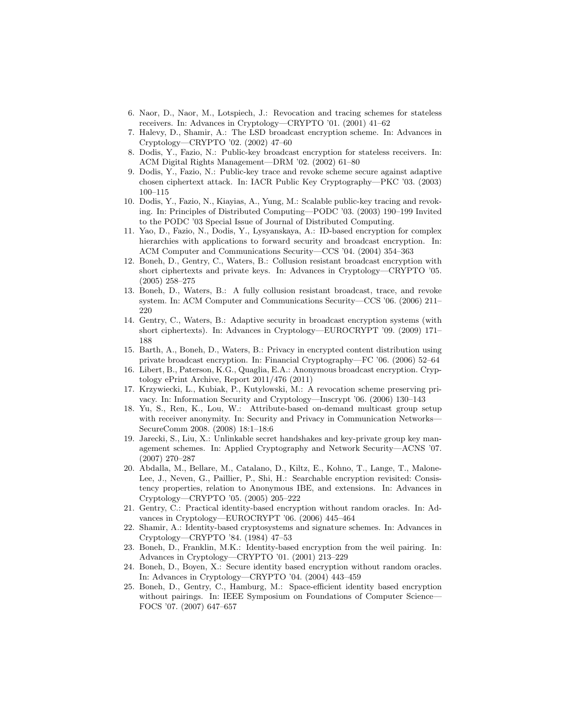6. Naor, D., Naor, M., Lotspiech, J.: Revocation and tracing schemes for stateless receivers. In: Advances in Cryptology—CRYPTO '01. (2001) 41–62
7. Halevy, D., Shamir, A.: The LSD broadcast encryption scheme. In: Advances in Cryptology—CRYPTO '02. (2002) 47–60
8. Dodis, Y., Fazio, N.: Public-key broadcast encryption for stateless receivers. In: ACM Digital Rights Management—DRM '02. (2002) 61–80
9. Dodis, Y., Fazio, N.: Public-key trace and revoke scheme secure against adaptive chosen ciphertext attack. In: IACR Public Key Cryptography—PKC '03. (2003) 100–115
10. Dodis, Y., Fazio, N., Kiayias, A., Yung, M.: Scalable public-key tracing and revoking. In: Principles of Distributed Computing—PODC '03. (2003) 190–199 Invited to the PODC '03 Special Issue of Journal of Distributed Computing.
11. Yao, D., Fazio, N., Dodis, Y., Lysyanskaya, A.: ID-based encryption for complex hierarchies with applications to forward security and broadcast encryption. In: ACM Computer and Communications Security—CCS '04. (2004) 354–363
12. Boneh, D., Gentry, C., Waters, B.: Collusion resistant broadcast encryption with short ciphertexts and private keys. In: Advances in Cryptology—CRYPTO '05. (2005) 258–275
13. Boneh, D., Waters, B.: A fully collusion resistant broadcast, trace, and revoke system. In: ACM Computer and Communications Security—CCS '06. (2006) 211–220
14. Gentry, C., Waters, B.: Adaptive security in broadcast encryption systems (with short ciphertexts). In: Advances in Cryptology—EUROCRYPT '09. (2009) 171–188
15. Barth, A., Boneh, D., Waters, B.: Privacy in encrypted content distribution using private broadcast encryption. In: Financial Cryptography—FC '06. (2006) 52–64
16. Libert, B., Paterson, K.G., Quaglia, E.A.: Anonymous broadcast encryption. Cryptology ePrint Archive, Report 2011/476 (2011)
17. Krzywiecki, L., Kubiak, P., Kutylowski, M.: A revocation scheme preserving privacy. In: Information Security and Cryptology—Inscrypt '06. (2006) 130–143
18. Yu, S., Ren, K., Lou, W.: Attribute-based on-demand multicast group setup with receiver anonymity. In: Security and Privacy in Communication Networks—SecureComm 2008. (2008) 18:1–18:6
19. Jarecki, S., Liu, X.: Unlinkable secret handshakes and key-private group key management schemes. In: Applied Cryptography and Network Security—ACNS '07. (2007) 270–287
20. Abdalla, M., Bellare, M., Catalano, D., Kiltz, E., Kohno, T., Lange, T., Malone-Lee, J., Neven, G., Paillier, P., Shi, H.: Searchable encryption revisited: Consistency properties, relation to Anonymous IBE, and extensions. In: Advances in Cryptology—CRYPTO '05. (2005) 205–222
21. Gentry, C.: Practical identity-based encryption without random oracles. In: Advances in Cryptology—EUROCRYPT '06. (2006) 445–464
22. Shamir, A.: Identity-based cryptosystems and signature schemes. In: Advances in Cryptology—CRYPTO '84. (1984) 47–53
23. Boneh, D., Franklin, M.K.: Identity-based encryption from the weil pairing. In: Advances in Cryptology—CRYPTO '01. (2001) 213–229
24. Boneh, D., Boyen, X.: Secure identity based encryption without random oracles. In: Advances in Cryptology—CRYPTO '04. (2004) 443–459
25. Boneh, D., Gentry, C., Hamburg, M.: Space-efficient identity based encryption without pairings. In: IEEE Symposium on Foundations of Computer Science—FOCS '07. (2007) 647–657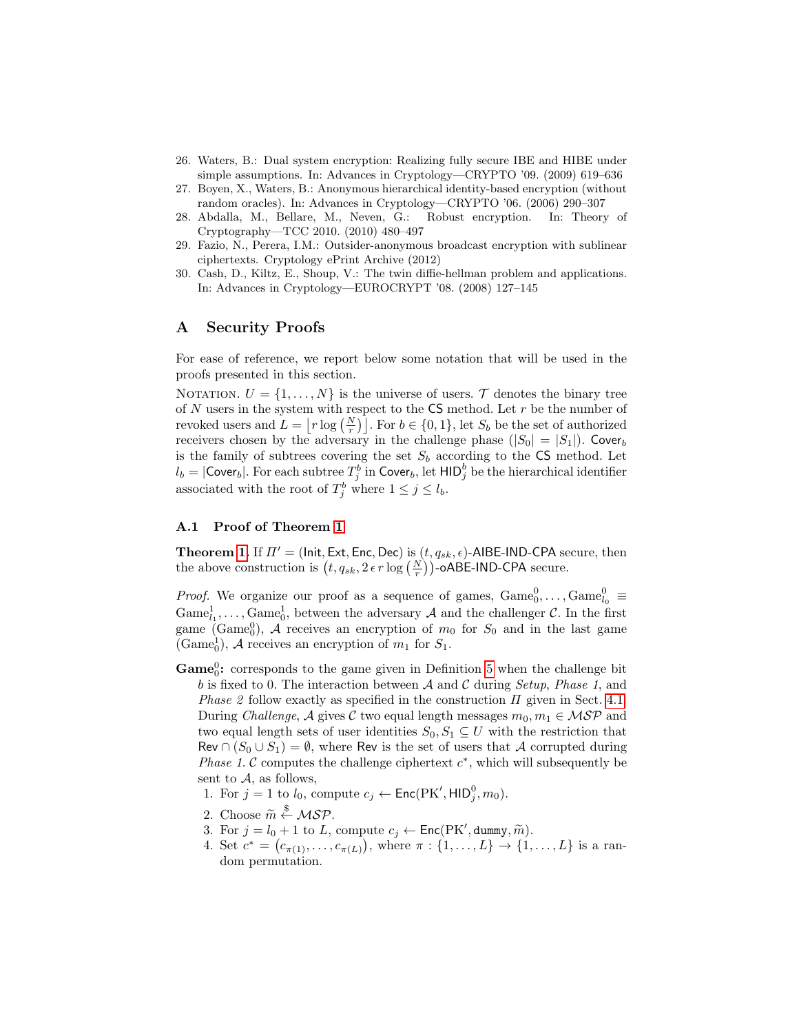26. Waters, B.: Dual system encryption: Realizing fully secure IBE and HIBE under simple assumptions. In: Advances in Cryptology—CRYPTO '09. (2009) 619–636
27. Boyen, X., Waters, B.: Anonymous hierarchical identity-based encryption (without random oracles). In: Advances in Cryptology—CRYPTO '06. (2006) 290–307
28. Abdalla, M., Bellare, M., Neven, G.: Robust encryption. In: Theory of Cryptography—TCC 2010. (2010) 480–497
29. Fazio, N., Perera, I.M.: Outsider-anonymous broadcast encryption with sublinear ciphertexts. Cryptology ePrint Archive (2012)
30. Cash, D., Kiltz, E., Shoup, V.: The twin diffie-hellman problem and applications. In: Advances in Cryptology—EUROCRYPT '08. (2008) 127–145

# A Security Proofs

For ease of reference, we report below some notation that will be used in the proofs presented in this section.

NOTATION. $U = \{1, \ldots, N\}$ is the universe of users. $\mathcal{T}$ denotes the binary tree of $N$ users in the system with respect to the $\mathsf{CS}$ method. Let $r$ be the number of revoked users and $L = \left\lfloor r \log\left(\frac{N}{r}\right) \right\rfloor$. For $b \in \{0, 1\}$, let $S_b$ be the set of authorized receivers chosen by the adversary in the challenge phase ($|S_0| = |S_1|$). $\mathsf{Cover}_b$ is the family of subtrees covering the set $S_b$ according to the $\mathsf{CS}$ method. Let $l_b = |\mathsf{Cover}_b|$. For each subtree $T_j^b$ in $\mathsf{Cover}_b$, let $\mathsf{HID}_j^b$ be the hierarchical identifier associated with the root of $T_j^b$ where $1 \leq j \leq l_b$.

## A.1 Proof of Theorem 1

**Theorem 1.** If $\Pi' = (\mathsf{Init}, \mathsf{Ext}, \mathsf{Enc}, \mathsf{Dec})$ is $(t, q_{sk}, \epsilon)$-$\mathsf{AIBE\text{-}IND\text{-}CPA}$ secure, then the above construction is $\left(t, q_{sk}, 2\,\epsilon\, r \log\left(\frac{N}{r}\right)\right)$-$\mathsf{oABE\text{-}IND\text{-}CPA}$ secure.

*Proof.* We organize our proof as a sequence of games, $\mathrm{Game}_0^0, \ldots, \mathrm{Game}_{l_0}^0 \equiv \mathrm{Game}_{l_1}^1, \ldots, \mathrm{Game}_0^1$, between the adversary $\mathcal{A}$ and the challenger $\mathcal{C}$. In the first game ($\mathrm{Game}_0^0$), $\mathcal{A}$ receives an encryption of $m_0$ for $S_0$ and in the last game ($\mathrm{Game}_0^1$), $\mathcal{A}$ receives an encryption of $m_1$ for $S_1$.

**$\mathrm{Game}_0^0$:** corresponds to the game given in Definition 5 when the challenge bit $b$ is fixed to 0. The interaction between $\mathcal{A}$ and $\mathcal{C}$ during *Setup*, *Phase 1*, and *Phase 2* follow exactly as specified in the construction $\Pi$ given in Sect. 4.1. During *Challenge*, $\mathcal{A}$ gives $\mathcal{C}$ two equal length messages $m_0, m_1 \in \mathcal{MSP}$ and two equal length sets of user identities $S_0, S_1 \subseteq U$ with the restriction that $\mathsf{Rev} \cap (S_0 \cup S_1) = \emptyset$, where $\mathsf{Rev}$ is the set of users that $\mathcal{A}$ corrupted during *Phase 1*. $\mathcal{C}$ computes the challenge ciphertext $c^*$, which will subsequently be sent to $\mathcal{A}$, as follows,

1. For $j = 1$ to $l_0$, compute $c_j \leftarrow \mathsf{Enc}(\mathrm{PK}', \mathsf{HID}_j^0, m_0)$.
2. Choose $\widetilde{m} \xleftarrow{\$} \mathcal{MSP}$.
3. For $j = l_0 + 1$ to $L$, compute $c_j \leftarrow \mathsf{Enc}(\mathrm{PK}', \mathtt{dummy}, \widetilde{m})$.
4. Set $c^* = \left(c_{\pi(1)}, \ldots, c_{\pi(L)}\right)$, where $\pi : \{1, \ldots, L\} \rightarrow \{1, \ldots, L\}$ is a random permutation.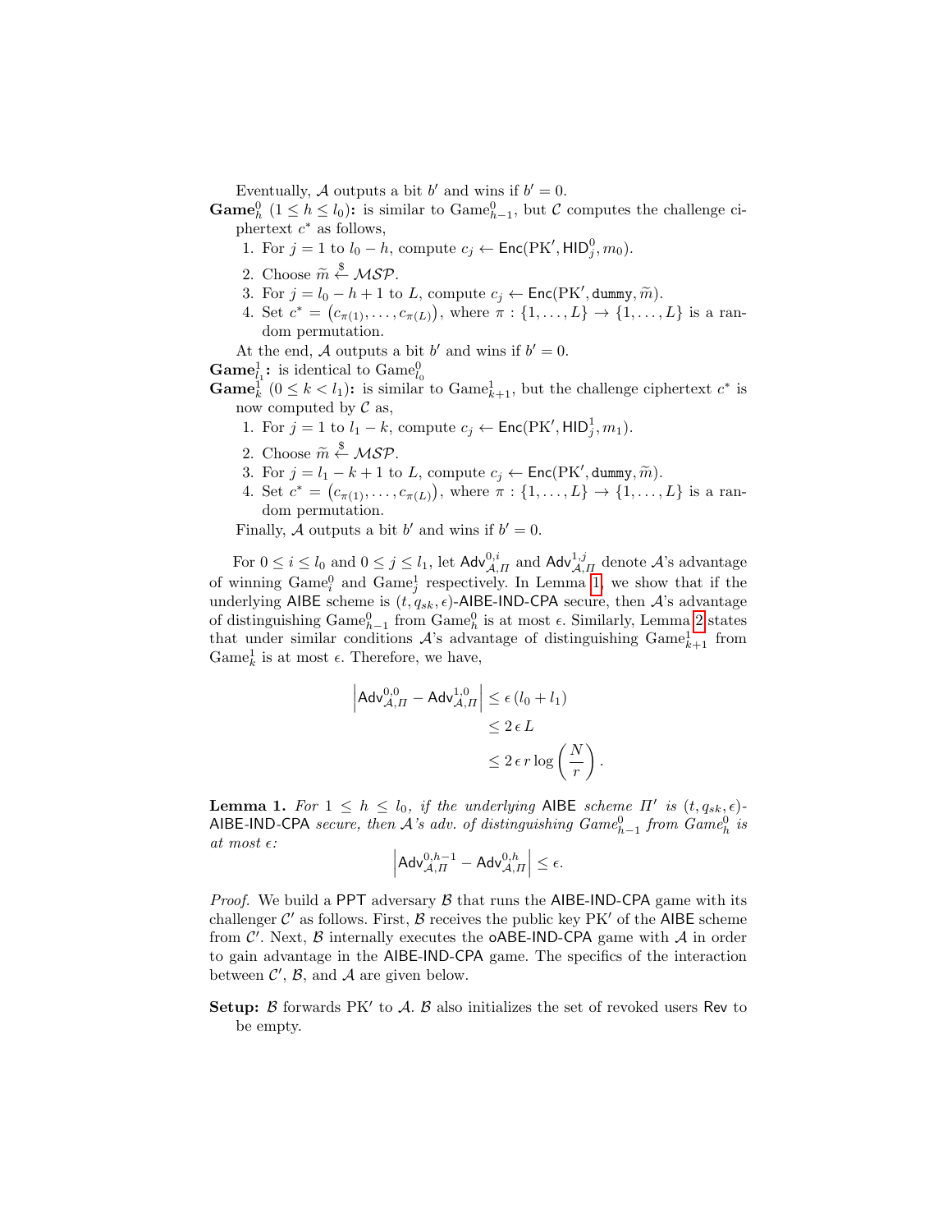Eventually, $\mathcal{A}$ outputs a bit $b'$ and wins if $b' = 0$.

**Game$_h^0$ ($1 \leq h \leq l_0$):** is similar to Game$_{h-1}^0$, but $\mathcal{C}$ computes the challenge ciphertext $c^*$ as follows,

1. For $j = 1$ to $l_0 - h$, compute $c_j \leftarrow \mathsf{Enc}(\mathrm{PK}', \mathsf{HID}_j^0, m_0)$.
2. Choose $\widetilde{m} \xleftarrow{\$} \mathcal{MSP}$.
3. For $j = l_0 - h + 1$ to $L$, compute $c_j \leftarrow \mathsf{Enc}(\mathrm{PK}', \mathtt{dummy}, \widetilde{m})$.
4. Set $c^* = (c_{\pi(1)}, \ldots, c_{\pi(L)})$, where $\pi : \{1, \ldots, L\} \rightarrow \{1, \ldots, L\}$ is a random permutation.

At the end, $\mathcal{A}$ outputs a bit $b'$ and wins if $b' = 0$.

**Game$_{l_1}^1$:** is identical to Game$_{l_0}^0$

**Game$_k^1$ ($0 \leq k < l_1$):** is similar to Game$_{k+1}^1$, but the challenge ciphertext $c^*$ is now computed by $\mathcal{C}$ as,

1. For $j = 1$ to $l_1 - k$, compute $c_j \leftarrow \mathsf{Enc}(\mathrm{PK}', \mathsf{HID}_j^1, m_1)$.
2. Choose $\widetilde{m} \xleftarrow{\$} \mathcal{MSP}$.
3. For $j = l_1 - k + 1$ to $L$, compute $c_j \leftarrow \mathsf{Enc}(\mathrm{PK}', \mathtt{dummy}, \widetilde{m})$.
4. Set $c^* = (c_{\pi(1)}, \ldots, c_{\pi(L)})$, where $\pi : \{1, \ldots, L\} \rightarrow \{1, \ldots, L\}$ is a random permutation.

Finally, $\mathcal{A}$ outputs a bit $b'$ and wins if $b' = 0$.

For $0 \leq i \leq l_0$ and $0 \leq j \leq l_1$, let $\mathsf{Adv}_{\mathcal{A},\Pi}^{0,i}$ and $\mathsf{Adv}_{\mathcal{A},\Pi}^{1,j}$ denote $\mathcal{A}$'s advantage of winning Game$_i^0$ and Game$_j^1$ respectively. In Lemma 1, we show that if the underlying AIBE scheme is $(t, q_{sk}, \epsilon)$-AIBE-IND-CPA secure, then $\mathcal{A}$'s advantage of distinguishing Game$_{h-1}^0$ from Game$_h^0$ is at most $\epsilon$. Similarly, Lemma 2 states that under similar conditions $\mathcal{A}$'s advantage of distinguishing Game$_{k+1}^1$ from Game$_k^1$ is at most $\epsilon$. Therefore, we have,

$$
\begin{aligned}
\left|\mathsf{Adv}_{\mathcal{A},\Pi}^{0,0} - \mathsf{Adv}_{\mathcal{A},\Pi}^{1,0}\right| &\leq \epsilon\,(l_0 + l_1) \\
&\leq 2\,\epsilon\, L \\
&\leq 2\,\epsilon\, r \log\left(\frac{N}{r}\right).
\end{aligned}
$$

**Lemma 1.** *For $1 \leq h \leq l_0$, if the underlying* AIBE *scheme $\Pi'$ is $(t, q_{sk}, \epsilon)$-*AIBE-IND-CPA *secure, then $\mathcal{A}$'s adv. of distinguishing Game$_{h-1}^0$ from Game$_h^0$ is at most $\epsilon$:*

$$
\left|\mathsf{Adv}_{\mathcal{A},\Pi}^{0,h-1} - \mathsf{Adv}_{\mathcal{A},\Pi}^{0,h}\right| \leq \epsilon.
$$

*Proof.* We build a PPT adversary $\mathcal{B}$ that runs the AIBE-IND-CPA game with its challenger $\mathcal{C}'$ as follows. First, $\mathcal{B}$ receives the public key $\mathrm{PK}'$ of the AIBE scheme from $\mathcal{C}'$. Next, $\mathcal{B}$ internally executes the oABE-IND-CPA game with $\mathcal{A}$ in order to gain advantage in the AIBE-IND-CPA game. The specifics of the interaction between $\mathcal{C}'$, $\mathcal{B}$, and $\mathcal{A}$ are given below.

**Setup:** $\mathcal{B}$ forwards $\mathrm{PK}'$ to $\mathcal{A}$. $\mathcal{B}$ also initializes the set of revoked users $\mathsf{Rev}$ to be empty.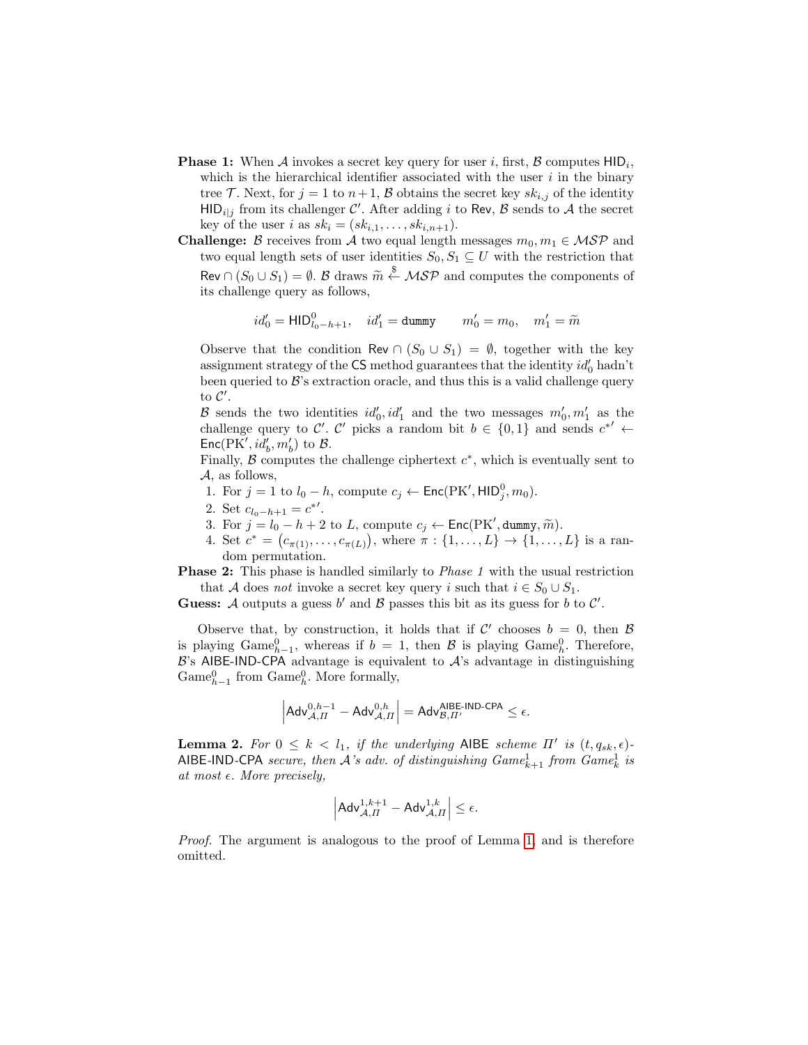**Phase 1:** When $\mathcal{A}$ invokes a secret key query for user $i$, first, $\mathcal{B}$ computes $\mathsf{HID}_i$, which is the hierarchical identifier associated with the user $i$ in the binary tree $\mathcal{T}$. Next, for $j = 1$ to $n+1$, $\mathcal{B}$ obtains the secret key $sk_{i,j}$ of the identity $\mathsf{HID}_{i|j}$ from its challenger $\mathcal{C}'$. After adding $i$ to $\mathsf{Rev}$, $\mathcal{B}$ sends to $\mathcal{A}$ the secret key of the user $i$ as $sk_i = (sk_{i,1}, \ldots, sk_{i,n+1})$.

**Challenge:** $\mathcal{B}$ receives from $\mathcal{A}$ two equal length messages $m_0, m_1 \in \mathcal{MSP}$ and two equal length sets of user identities $S_0, S_1 \subseteq U$ with the restriction that $\mathsf{Rev} \cap (S_0 \cup S_1) = \emptyset$. $\mathcal{B}$ draws $\widetilde{m} \xleftarrow{\$} \mathcal{MSP}$ and computes the components of its challenge query as follows,

$$id'_0 = \mathsf{HID}^0_{l_0-h+1}, \quad id'_1 = \mathtt{dummy} \qquad m'_0 = m_0, \quad m'_1 = \widetilde{m}$$

Observe that the condition $\mathsf{Rev} \cap (S_0 \cup S_1) = \emptyset$, together with the key assignment strategy of the $\mathsf{CS}$ method guarantees that the identity $id'_0$ hadn't been queried to $\mathcal{B}$'s extraction oracle, and thus this is a valid challenge query to $\mathcal{C}'$.

$\mathcal{B}$ sends the two identities $id'_0, id'_1$ and the two messages $m'_0, m'_1$ as the challenge query to $\mathcal{C}'$. $\mathcal{C}'$ picks a random bit $b \in \{0,1\}$ and sends $c^{*\prime} \leftarrow \mathsf{Enc}(\mathrm{PK}', id'_b, m'_b)$ to $\mathcal{B}$.

Finally, $\mathcal{B}$ computes the challenge ciphertext $c^*$, which is eventually sent to $\mathcal{A}$, as follows,

1. For $j = 1$ to $l_0 - h$, compute $c_j \leftarrow \mathsf{Enc}(\mathrm{PK}', \mathsf{HID}^0_j, m_0)$.
2. Set $c_{l_0-h+1} = c^{*\prime}$.
3. For $j = l_0 - h + 2$ to $L$, compute $c_j \leftarrow \mathsf{Enc}(\mathrm{PK}', \mathtt{dummy}, \widetilde{m})$.
4. Set $c^* = \big(c_{\pi(1)}, \ldots, c_{\pi(L)}\big)$, where $\pi : \{1, \ldots, L\} \to \{1, \ldots, L\}$ is a random permutation.

**Phase 2:** This phase is handled similarly to *Phase 1* with the usual restriction that $\mathcal{A}$ does *not* invoke a secret key query $i$ such that $i \in S_0 \cup S_1$.

**Guess:** $\mathcal{A}$ outputs a guess $b'$ and $\mathcal{B}$ passes this bit as its guess for $b$ to $\mathcal{C}'$.

Observe that, by construction, it holds that if $\mathcal{C}'$ chooses $b = 0$, then $\mathcal{B}$ is playing $\mathrm{Game}^0_{h-1}$, whereas if $b = 1$, then $\mathcal{B}$ is playing $\mathrm{Game}^0_h$. Therefore, $\mathcal{B}$'s $\mathsf{AIBE\text{-}IND\text{-}CPA}$ advantage is equivalent to $\mathcal{A}$'s advantage in distinguishing $\mathrm{Game}^0_{h-1}$ from $\mathrm{Game}^0_h$. More formally,

$$\left|\mathsf{Adv}^{0,h-1}_{\mathcal{A},\Pi} - \mathsf{Adv}^{0,h}_{\mathcal{A},\Pi}\right| = \mathsf{Adv}^{\mathsf{AIBE\text{-}IND\text{-}CPA}}_{\mathcal{B},\Pi'} \leq \epsilon.$$

**Lemma 2.** *For $0 \leq k < l_1$, if the underlying* $\mathsf{AIBE}$ *scheme $\Pi'$ is $(t, q_{sk}, \epsilon)$-*$\mathsf{AIBE\text{-}IND\text{-}CPA}$ *secure, then $\mathcal{A}$'s adv. of distinguishing $Game^1_{k+1}$ from $Game^1_k$ is at most $\epsilon$. More precisely,*

$$\left|\mathsf{Adv}^{1,k+1}_{\mathcal{A},\Pi} - \mathsf{Adv}^{1,k}_{\mathcal{A},\Pi}\right| \leq \epsilon.$$

*Proof.* The argument is analogous to the proof of Lemma 1, and is therefore omitted.